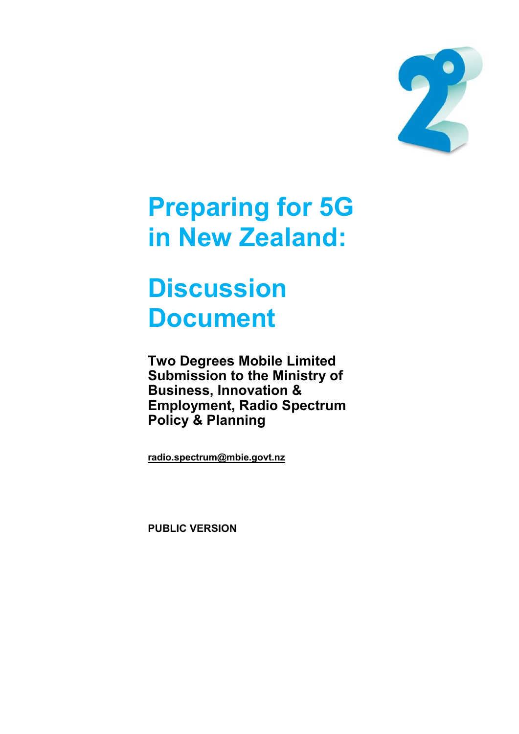# Preparing for 5G in New Zealand:

# Discussion Document

**Two Degrees Mobile Limited Submission to the Ministry of Business, Innovation & Employment, Radio Spectrum Policy & Planning**

radio.spectrum@mbie.govt.nz

**PUBLIC VERSION**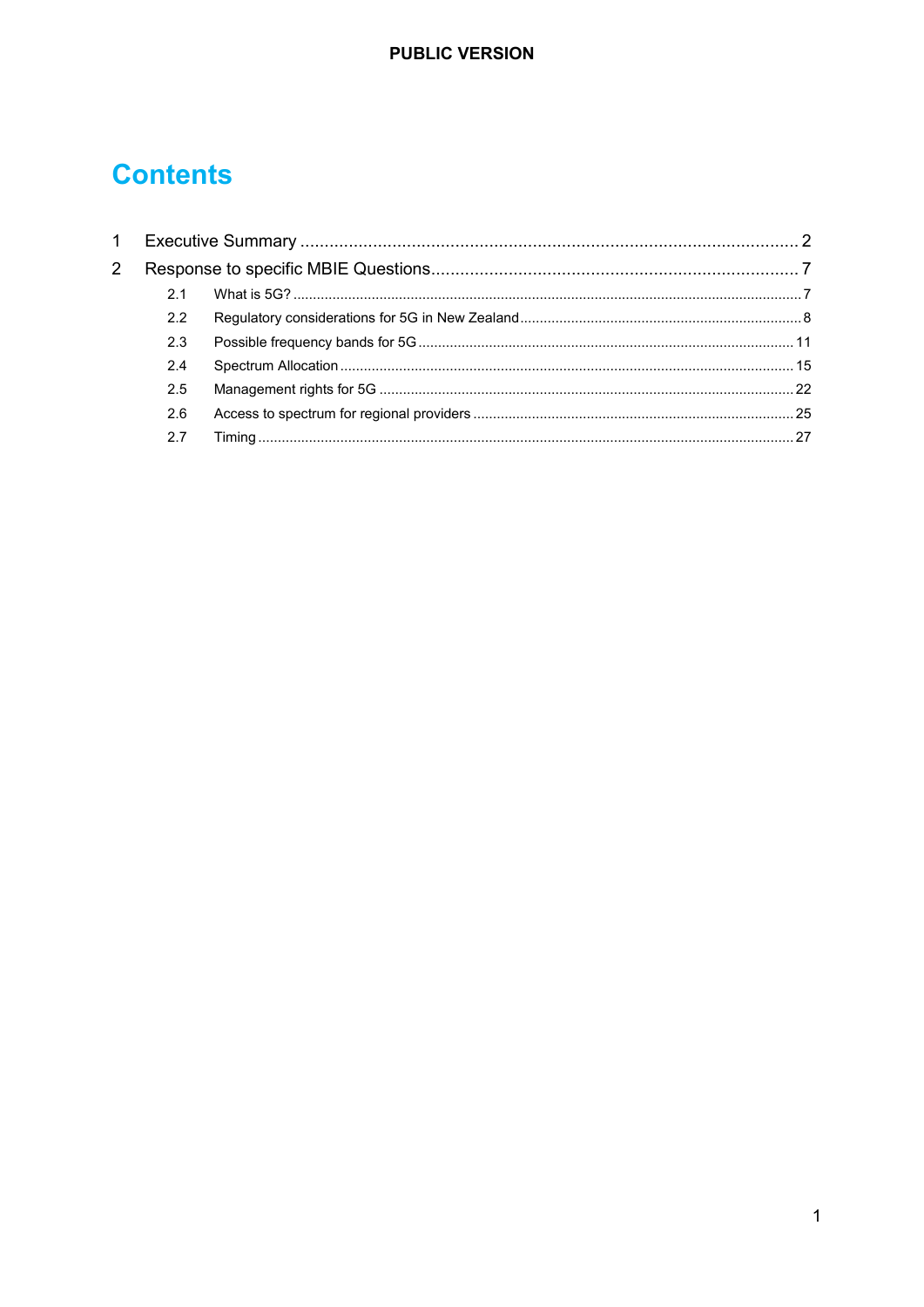# Contents

1 Executive Summary ........................................................................................................ 2

2 Response to specific MBIE Questions........................................................................... 7

- 2.1 What is 5G? ................................................................................................................ 7
- 2.2 Regulatory considerations for 5G in New Zealand ........................................................ 8
- 2.3 Possible frequency bands for 5G ................................................................................ 11
- 2.4 Spectrum Allocation .................................................................................................. 15
- 2.5 Management rights for 5G ......................................................................................... 22
- 2.6 Access to spectrum for regional providers ................................................................. 25
- 2.7 Timing ........................................................................................................................ 27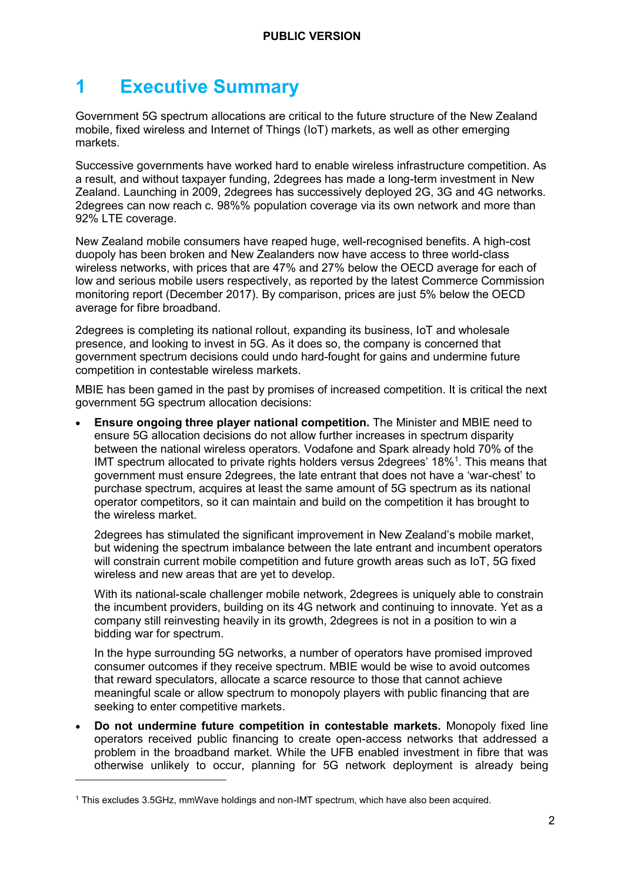# 1 Executive Summary

Government 5G spectrum allocations are critical to the future structure of the New Zealand mobile, fixed wireless and Internet of Things (IoT) markets, as well as other emerging markets.

Successive governments have worked hard to enable wireless infrastructure competition. As a result, and without taxpayer funding, 2degrees has made a long-term investment in New Zealand. Launching in 2009, 2degrees has successively deployed 2G, 3G and 4G networks. 2degrees can now reach c. 98%% population coverage via its own network and more than 92% LTE coverage.

New Zealand mobile consumers have reaped huge, well-recognised benefits. A high-cost duopoly has been broken and New Zealanders now have access to three world-class wireless networks, with prices that are 47% and 27% below the OECD average for each of low and serious mobile users respectively, as reported by the latest Commerce Commission monitoring report (December 2017). By comparison, prices are just 5% below the OECD average for fibre broadband.

2degrees is completing its national rollout, expanding its business, IoT and wholesale presence, and looking to invest in 5G. As it does so, the company is concerned that government spectrum decisions could undo hard-fought for gains and undermine future competition in contestable wireless markets.

MBIE has been gamed in the past by promises of increased competition. It is critical the next government 5G spectrum allocation decisions:

- **Ensure ongoing three player national competition.** The Minister and MBIE need to ensure 5G allocation decisions do not allow further increases in spectrum disparity between the national wireless operators. Vodafone and Spark already hold 70% of the IMT spectrum allocated to private rights holders versus 2degrees' 18%[1]. This means that government must ensure 2degrees, the late entrant that does not have a 'war-chest' to purchase spectrum, acquires at least the same amount of 5G spectrum as its national operator competitors, so it can maintain and build on the competition it has brought to the wireless market.

  2degrees has stimulated the significant improvement in New Zealand's mobile market, but widening the spectrum imbalance between the late entrant and incumbent operators will constrain current mobile competition and future growth areas such as IoT, 5G fixed wireless and new areas that are yet to develop.

  With its national-scale challenger mobile network, 2degrees is uniquely able to constrain the incumbent providers, building on its 4G network and continuing to innovate. Yet as a company still reinvesting heavily in its growth, 2degrees is not in a position to win a bidding war for spectrum.

  In the hype surrounding 5G networks, a number of operators have promised improved consumer outcomes if they receive spectrum. MBIE would be wise to avoid outcomes that reward speculators, allocate a scarce resource to those that cannot achieve meaningful scale or allow spectrum to monopoly players with public financing that are seeking to enter competitive markets.

- **Do not undermine future competition in contestable markets.** Monopoly fixed line operators received public financing to create open-access networks that addressed a problem in the broadband market. While the UFB enabled investment in fibre that was otherwise unlikely to occur, planning for 5G network deployment is already being

[1] This excludes 3.5GHz, mmWave holdings and non-IMT spectrum, which have also been acquired.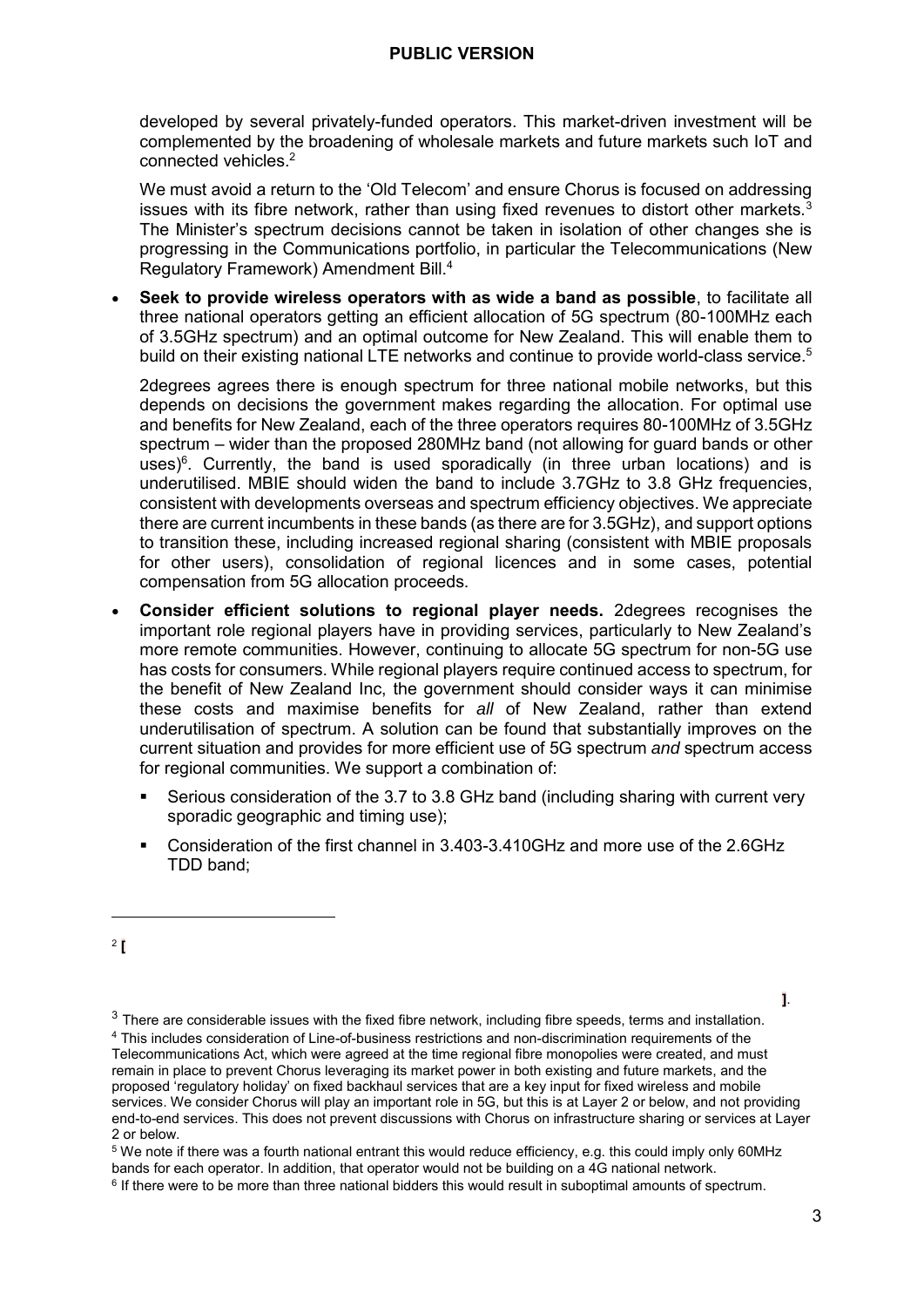developed by several privately-funded operators. This market-driven investment will be complemented by the broadening of wholesale markets and future markets such IoT and connected vehicles.[2]

We must avoid a return to the 'Old Telecom' and ensure Chorus is focused on addressing issues with its fibre network, rather than using fixed revenues to distort other markets.[3] The Minister's spectrum decisions cannot be taken in isolation of other changes she is progressing in the Communications portfolio, in particular the Telecommunications (New Regulatory Framework) Amendment Bill.[4]

- **Seek to provide wireless operators with as wide a band as possible**, to facilitate all three national operators getting an efficient allocation of 5G spectrum (80-100MHz each of 3.5GHz spectrum) and an optimal outcome for New Zealand. This will enable them to build on their existing national LTE networks and continue to provide world-class service.[5]

  2degrees agrees there is enough spectrum for three national mobile networks, but this depends on decisions the government makes regarding the allocation. For optimal use and benefits for New Zealand, each of the three operators requires 80-100MHz of 3.5GHz spectrum – wider than the proposed 280MHz band (not allowing for guard bands or other uses)[6]. Currently, the band is used sporadically (in three urban locations) and is underutilised. MBIE should widen the band to include 3.7GHz to 3.8 GHz frequencies, consistent with developments overseas and spectrum efficiency objectives. We appreciate there are current incumbents in these bands (as there are for 3.5GHz), and support options to transition these, including increased regional sharing (consistent with MBIE proposals for other users), consolidation of regional licences and in some cases, potential compensation from 5G allocation proceeds.

- **Consider efficient solutions to regional player needs.** 2degrees recognises the important role regional players have in providing services, particularly to New Zealand's more remote communities. However, continuing to allocate 5G spectrum for non-5G use has costs for consumers. While regional players require continued access to spectrum, for the benefit of New Zealand Inc, the government should consider ways it can minimise these costs and maximise benefits for *all* of New Zealand, rather than extend underutilisation of spectrum. A solution can be found that substantially improves on the current situation and provides for more efficient use of 5G spectrum *and* spectrum access for regional communities. We support a combination of:

  - Serious consideration of the 3.7 to 3.8 GHz band (including sharing with current very sporadic geographic and timing use);
  - Consideration of the first channel in 3.403-3.410GHz and more use of the 2.6GHz TDD band;

---

[2] [ ].

[3] There are considerable issues with the fixed fibre network, including fibre speeds, terms and installation.

[4] This includes consideration of Line-of-business restrictions and non-discrimination requirements of the Telecommunications Act, which were agreed at the time regional fibre monopolies were created, and must remain in place to prevent Chorus leveraging its market power in both existing and future markets, and the proposed 'regulatory holiday' on fixed backhaul services that are a key input for fixed wireless and mobile services. We consider Chorus will play an important role in 5G, but this is at Layer 2 or below, and not providing end-to-end services. This does not prevent discussions with Chorus on infrastructure sharing or services at Layer 2 or below.

[5] We note if there was a fourth national entrant this would reduce efficiency, e.g. this could imply only 60MHz bands for each operator. In addition, that operator would not be building on a 4G national network.

[6] If there were to be more than three national bidders this would result in suboptimal amounts of spectrum.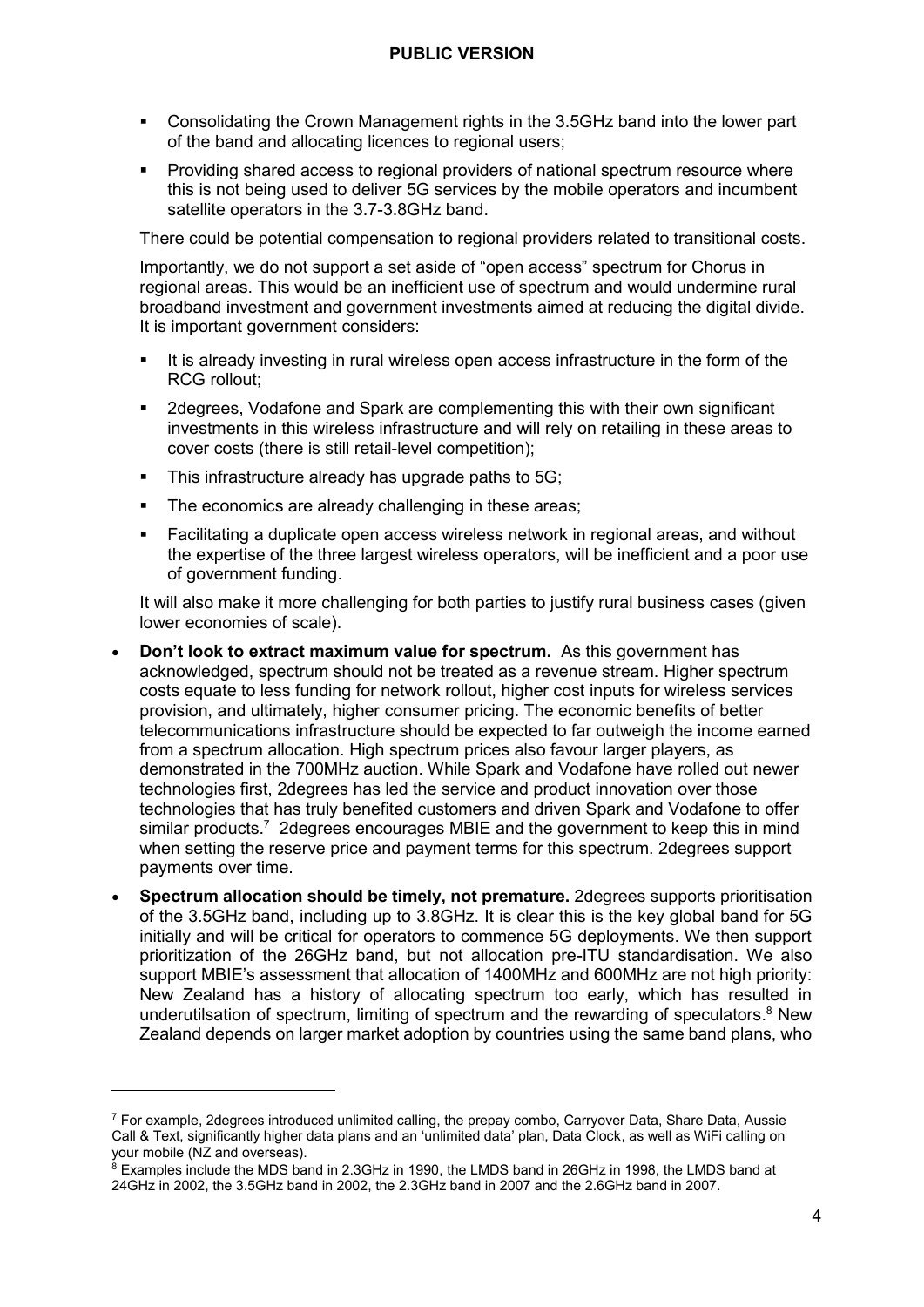- Consolidating the Crown Management rights in the 3.5GHz band into the lower part of the band and allocating licences to regional users;
- Providing shared access to regional providers of national spectrum resource where this is not being used to deliver 5G services by the mobile operators and incumbent satellite operators in the 3.7-3.8GHz band.

  There could be potential compensation to regional providers related to transitional costs.

  Importantly, we do not support a set aside of "open access" spectrum for Chorus in regional areas. This would be an inefficient use of spectrum and would undermine rural broadband investment and government investments aimed at reducing the digital divide. It is important government considers:

  - It is already investing in rural wireless open access infrastructure in the form of the RCG rollout;
  - 2degrees, Vodafone and Spark are complementing this with their own significant investments in this wireless infrastructure and will rely on retailing in these areas to cover costs (there is still retail-level competition);
  - This infrastructure already has upgrade paths to 5G;
  - The economics are already challenging in these areas;
  - Facilitating a duplicate open access wireless network in regional areas, and without the expertise of the three largest wireless operators, will be inefficient and a poor use of government funding.

  It will also make it more challenging for both parties to justify rural business cases (given lower economies of scale).

- **Don't look to extract maximum value for spectrum.** As this government has acknowledged, spectrum should not be treated as a revenue stream. Higher spectrum costs equate to less funding for network rollout, higher cost inputs for wireless services provision, and ultimately, higher consumer pricing. The economic benefits of better telecommunications infrastructure should be expected to far outweigh the income earned from a spectrum allocation. High spectrum prices also favour larger players, as demonstrated in the 700MHz auction. While Spark and Vodafone have rolled out newer technologies first, 2degrees has led the service and product innovation over those technologies that has truly benefited customers and driven Spark and Vodafone to offer similar products.[7] 2degrees encourages MBIE and the government to keep this in mind when setting the reserve price and payment terms for this spectrum. 2degrees support payments over time.
- **Spectrum allocation should be timely, not premature.** 2degrees supports prioritisation of the 3.5GHz band, including up to 3.8GHz. It is clear this is the key global band for 5G initially and will be critical for operators to commence 5G deployments. We then support prioritization of the 26GHz band, but not allocation pre-ITU standardisation. We also support MBIE's assessment that allocation of 1400MHz and 600MHz are not high priority: New Zealand has a history of allocating spectrum too early, which has resulted in underutilsation of spectrum, limiting of spectrum and the rewarding of speculators.[8] New Zealand depends on larger market adoption by countries using the same band plans, who

[7] For example, 2degrees introduced unlimited calling, the prepay combo, Carryover Data, Share Data, Aussie Call & Text, significantly higher data plans and an 'unlimited data' plan, Data Clock, as well as WiFi calling on your mobile (NZ and overseas).

[8] Examples include the MDS band in 2.3GHz in 1990, the LMDS band in 26GHz in 1998, the LMDS band at 24GHz in 2002, the 3.5GHz band in 2002, the 2.3GHz band in 2007 and the 2.6GHz band in 2007.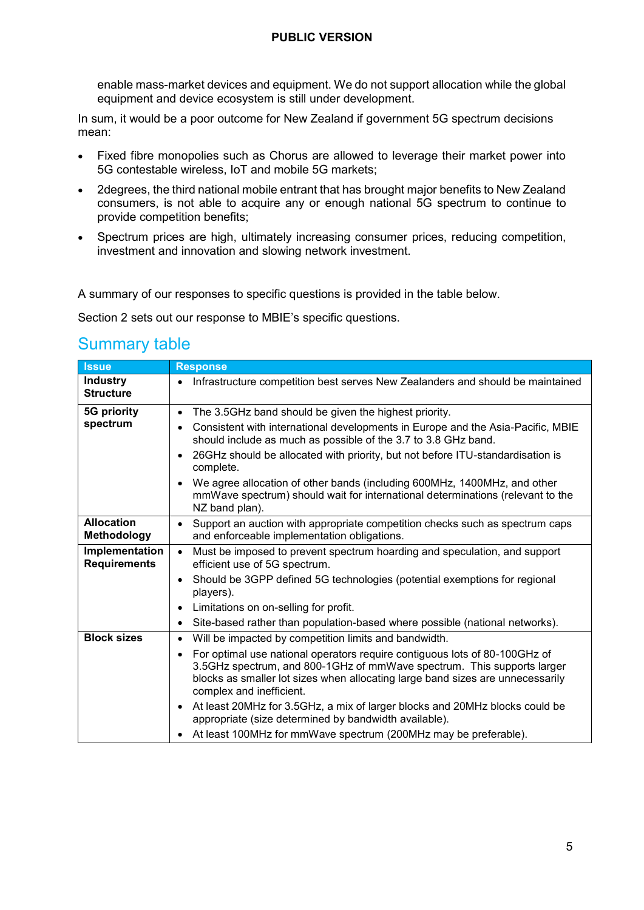enable mass-market devices and equipment. We do not support allocation while the global equipment and device ecosystem is still under development.

In sum, it would be a poor outcome for New Zealand if government 5G spectrum decisions mean:

- Fixed fibre monopolies such as Chorus are allowed to leverage their market power into 5G contestable wireless, IoT and mobile 5G markets;
- 2degrees, the third national mobile entrant that has brought major benefits to New Zealand consumers, is not able to acquire any or enough national 5G spectrum to continue to provide competition benefits;
- Spectrum prices are high, ultimately increasing consumer prices, reducing competition, investment and innovation and slowing network investment.

A summary of our responses to specific questions is provided in the table below.

Section 2 sets out our response to MBIE's specific questions.

## Summary table

| Issue | Response |
|---|---|
| **Industry Structure** | • Infrastructure competition best serves New Zealanders and should be maintained |
| **5G priority spectrum** | • The 3.5GHz band should be given the highest priority.<br>• Consistent with international developments in Europe and the Asia-Pacific, MBIE should include as much as possible of the 3.7 to 3.8 GHz band.<br>• 26GHz should be allocated with priority, but not before ITU-standardisation is complete.<br>• We agree allocation of other bands (including 600MHz, 1400MHz, and other mmWave spectrum) should wait for international determinations (relevant to the NZ band plan). |
| **Allocation Methodology** | • Support an auction with appropriate competition checks such as spectrum caps and enforceable implementation obligations. |
| **Implementation Requirements** | • Must be imposed to prevent spectrum hoarding and speculation, and support efficient use of 5G spectrum.<br>• Should be 3GPP defined 5G technologies (potential exemptions for regional players).<br>• Limitations on on-selling for profit.<br>• Site-based rather than population-based where possible (national networks). |
| **Block sizes** | • Will be impacted by competition limits and bandwidth.<br>• For optimal use national operators require contiguous lots of 80-100GHz of 3.5GHz spectrum, and 800-1GHz of mmWave spectrum. This supports larger blocks as smaller lot sizes when allocating large band sizes are unnecessarily complex and inefficient.<br>• At least 20MHz for 3.5GHz, a mix of larger blocks and 20MHz blocks could be appropriate (size determined by bandwidth available).<br>• At least 100MHz for mmWave spectrum (200MHz may be preferable). |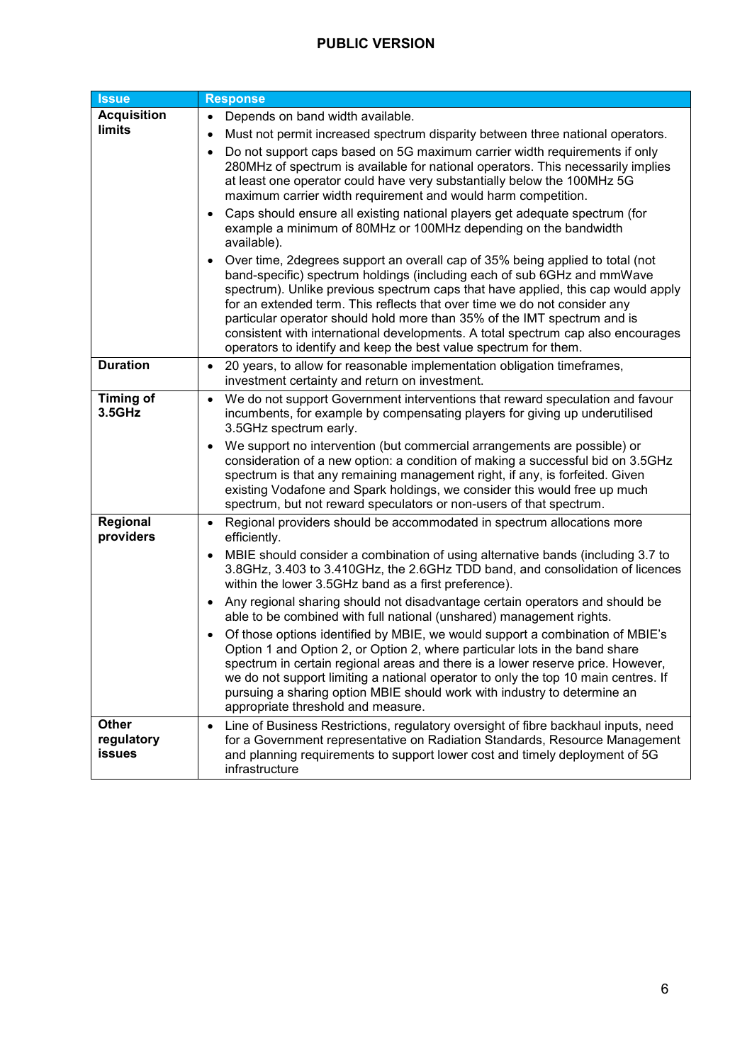| Issue | Response |
|---|---|
| **Acquisition limits** | • Depends on band width available.<br>• Must not permit increased spectrum disparity between three national operators.<br>• Do not support caps based on 5G maximum carrier width requirements if only 280MHz of spectrum is available for national operators. This necessarily implies at least one operator could have very substantially below the 100MHz 5G maximum carrier width requirement and would harm competition.<br>• Caps should ensure all existing national players get adequate spectrum (for example a minimum of 80MHz or 100MHz depending on the bandwidth available).<br>• Over time, 2degrees support an overall cap of 35% being applied to total (not band-specific) spectrum holdings (including each of sub 6GHz and mmWave spectrum). Unlike previous spectrum caps that have applied, this cap would apply for an extended term. This reflects that over time we do not consider any particular operator should hold more than 35% of the IMT spectrum and is consistent with international developments. A total spectrum cap also encourages operators to identify and keep the best value spectrum for them. |
| **Duration** | • 20 years, to allow for reasonable implementation obligation timeframes, investment certainty and return on investment. |
| **Timing of 3.5GHz** | • We do not support Government interventions that reward speculation and favour incumbents, for example by compensating players for giving up underutilised 3.5GHz spectrum early.<br>• We support no intervention (but commercial arrangements are possible) or consideration of a new option: a condition of making a successful bid on 3.5GHz spectrum is that any remaining management right, if any, is forfeited. Given existing Vodafone and Spark holdings, we consider this would free up much spectrum, but not reward speculators or non-users of that spectrum. |
| **Regional providers** | • Regional providers should be accommodated in spectrum allocations more efficiently.<br>• MBIE should consider a combination of using alternative bands (including 3.7 to 3.8GHz, 3.403 to 3.410GHz, the 2.6GHz TDD band, and consolidation of licences within the lower 3.5GHz band as a first preference).<br>• Any regional sharing should not disadvantage certain operators and should be able to be combined with full national (unshared) management rights.<br>• Of those options identified by MBIE, we would support a combination of MBIE's Option 1 and Option 2, or Option 2, where particular lots in the band share spectrum in certain regional areas and there is a lower reserve price. However, we do not support limiting a national operator to only the top 10 main centres. If pursuing a sharing option MBIE should work with industry to determine an appropriate threshold and measure. |
| **Other regulatory issues** | • Line of Business Restrictions, regulatory oversight of fibre backhaul inputs, need for a Government representative on Radiation Standards, Resource Management and planning requirements to support lower cost and timely deployment of 5G infrastructure |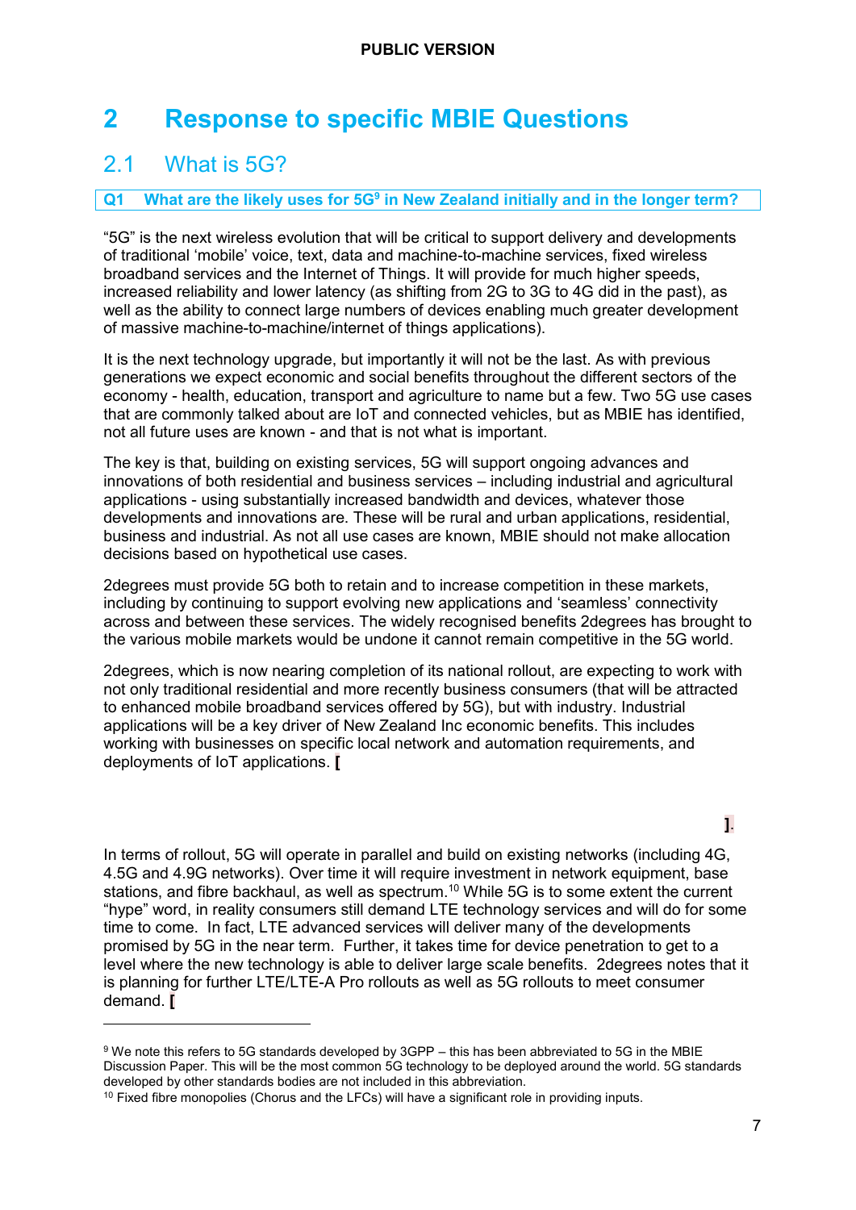# 2 Response to specific MBIE Questions

## 2.1 What is 5G?

**Q1 What are the likely uses for 5G[9] in New Zealand initially and in the longer term?**

"5G" is the next wireless evolution that will be critical to support delivery and developments of traditional 'mobile' voice, text, data and machine-to-machine services, fixed wireless broadband services and the Internet of Things. It will provide for much higher speeds, increased reliability and lower latency (as shifting from 2G to 3G to 4G did in the past), as well as the ability to connect large numbers of devices enabling much greater development of massive machine-to-machine/internet of things applications).

It is the next technology upgrade, but importantly it will not be the last. As with previous generations we expect economic and social benefits throughout the different sectors of the economy - health, education, transport and agriculture to name but a few. Two 5G use cases that are commonly talked about are IoT and connected vehicles, but as MBIE has identified, not all future uses are known - and that is not what is important.

The key is that, building on existing services, 5G will support ongoing advances and innovations of both residential and business services – including industrial and agricultural applications - using substantially increased bandwidth and devices, whatever those developments and innovations are. These will be rural and urban applications, residential, business and industrial. As not all use cases are known, MBIE should not make allocation decisions based on hypothetical use cases.

2degrees must provide 5G both to retain and to increase competition in these markets, including by continuing to support evolving new applications and 'seamless' connectivity across and between these services. The widely recognised benefits 2degrees has brought to the various mobile markets would be undone it cannot remain competitive in the 5G world.

2degrees, which is now nearing completion of its national rollout, are expecting to work with not only traditional residential and more recently business consumers (that will be attracted to enhanced mobile broadband services offered by 5G), but with industry. Industrial applications will be a key driver of New Zealand Inc economic benefits. This includes working with businesses on specific local network and automation requirements, and deployments of IoT applications. [

].

In terms of rollout, 5G will operate in parallel and build on existing networks (including 4G, 4.5G and 4.9G networks). Over time it will require investment in network equipment, base stations, and fibre backhaul, as well as spectrum.[10] While 5G is to some extent the current "hype" word, in reality consumers still demand LTE technology services and will do for some time to come. In fact, LTE advanced services will deliver many of the developments promised by 5G in the near term. Further, it takes time for device penetration to get to a level where the new technology is able to deliver large scale benefits. 2degrees notes that it is planning for further LTE/LTE-A Pro rollouts as well as 5G rollouts to meet consumer demand. [

---

[9] We note this refers to 5G standards developed by 3GPP – this has been abbreviated to 5G in the MBIE Discussion Paper. This will be the most common 5G technology to be deployed around the world. 5G standards developed by other standards bodies are not included in this abbreviation.

[10] Fixed fibre monopolies (Chorus and the LFCs) will have a significant role in providing inputs.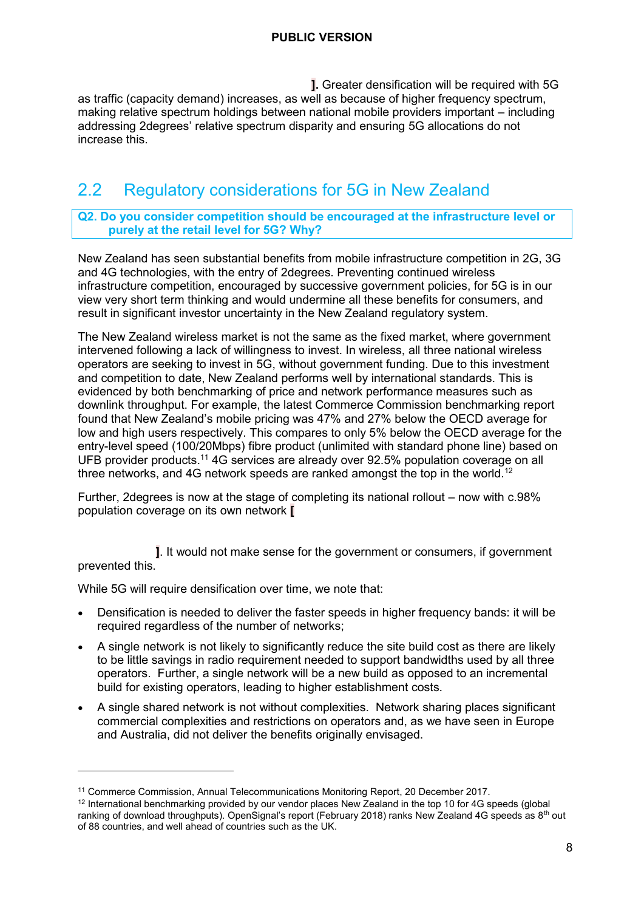]. Greater densification will be required with 5G as traffic (capacity demand) increases, as well as because of higher frequency spectrum, making relative spectrum holdings between national mobile providers important – including addressing 2degrees' relative spectrum disparity and ensuring 5G allocations do not increase this.

## 2.2 Regulatory considerations for 5G in New Zealand

**Q2. Do you consider competition should be encouraged at the infrastructure level or purely at the retail level for 5G? Why?**

New Zealand has seen substantial benefits from mobile infrastructure competition in 2G, 3G and 4G technologies, with the entry of 2degrees. Preventing continued wireless infrastructure competition, encouraged by successive government policies, for 5G is in our view very short term thinking and would undermine all these benefits for consumers, and result in significant investor uncertainty in the New Zealand regulatory system.

The New Zealand wireless market is not the same as the fixed market, where government intervened following a lack of willingness to invest. In wireless, all three national wireless operators are seeking to invest in 5G, without government funding. Due to this investment and competition to date, New Zealand performs well by international standards. This is evidenced by both benchmarking of price and network performance measures such as downlink throughput. For example, the latest Commerce Commission benchmarking report found that New Zealand's mobile pricing was 47% and 27% below the OECD average for low and high users respectively. This compares to only 5% below the OECD average for the entry-level speed (100/20Mbps) fibre product (unlimited with standard phone line) based on UFB provider products.[11] 4G services are already over 92.5% population coverage on all three networks, and 4G network speeds are ranked amongst the top in the world.[12]

Further, 2degrees is now at the stage of completing its national rollout – now with c.98% population coverage on its own network [

]. It would not make sense for the government or consumers, if government prevented this.

While 5G will require densification over time, we note that:

- Densification is needed to deliver the faster speeds in higher frequency bands: it will be required regardless of the number of networks;
- A single network is not likely to significantly reduce the site build cost as there are likely to be little savings in radio requirement needed to support bandwidths used by all three operators. Further, a single network will be a new build as opposed to an incremental build for existing operators, leading to higher establishment costs.
- A single shared network is not without complexities. Network sharing places significant commercial complexities and restrictions on operators and, as we have seen in Europe and Australia, did not deliver the benefits originally envisaged.

---

[11] Commerce Commission, Annual Telecommunications Monitoring Report, 20 December 2017.

[12] International benchmarking provided by our vendor places New Zealand in the top 10 for 4G speeds (global ranking of download throughputs). OpenSignal's report (February 2018) ranks New Zealand 4G speeds as 8th out of 88 countries, and well ahead of countries such as the UK.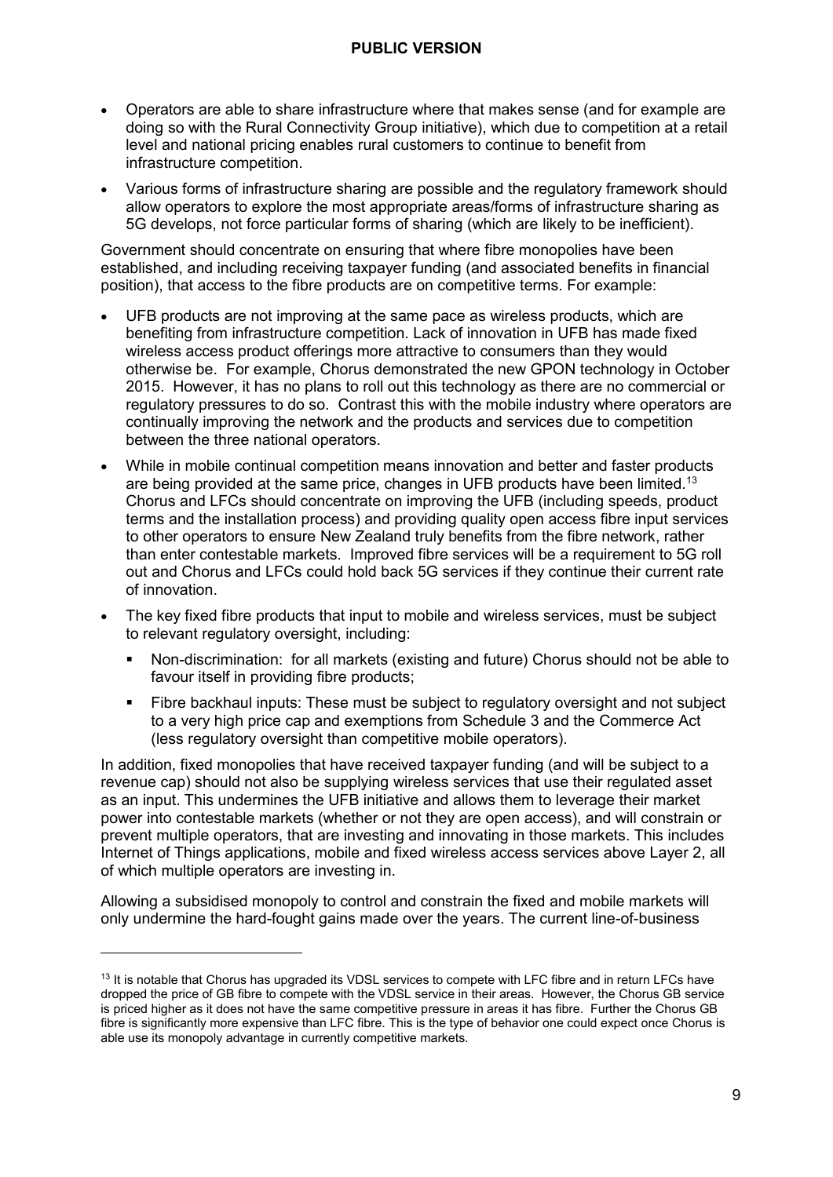- Operators are able to share infrastructure where that makes sense (and for example are doing so with the Rural Connectivity Group initiative), which due to competition at a retail level and national pricing enables rural customers to continue to benefit from infrastructure competition.
- Various forms of infrastructure sharing are possible and the regulatory framework should allow operators to explore the most appropriate areas/forms of infrastructure sharing as 5G develops, not force particular forms of sharing (which are likely to be inefficient).

Government should concentrate on ensuring that where fibre monopolies have been established, and including receiving taxpayer funding (and associated benefits in financial position), that access to the fibre products are on competitive terms. For example:

- UFB products are not improving at the same pace as wireless products, which are benefiting from infrastructure competition. Lack of innovation in UFB has made fixed wireless access product offerings more attractive to consumers than they would otherwise be. For example, Chorus demonstrated the new GPON technology in October 2015. However, it has no plans to roll out this technology as there are no commercial or regulatory pressures to do so. Contrast this with the mobile industry where operators are continually improving the network and the products and services due to competition between the three national operators.
- While in mobile continual competition means innovation and better and faster products are being provided at the same price, changes in UFB products have been limited.[13] Chorus and LFCs should concentrate on improving the UFB (including speeds, product terms and the installation process) and providing quality open access fibre input services to other operators to ensure New Zealand truly benefits from the fibre network, rather than enter contestable markets. Improved fibre services will be a requirement to 5G roll out and Chorus and LFCs could hold back 5G services if they continue their current rate of innovation.
- The key fixed fibre products that input to mobile and wireless services, must be subject to relevant regulatory oversight, including:
  - Non-discrimination: for all markets (existing and future) Chorus should not be able to favour itself in providing fibre products;
  - Fibre backhaul inputs: These must be subject to regulatory oversight and not subject to a very high price cap and exemptions from Schedule 3 and the Commerce Act (less regulatory oversight than competitive mobile operators).

In addition, fixed monopolies that have received taxpayer funding (and will be subject to a revenue cap) should not also be supplying wireless services that use their regulated asset as an input. This undermines the UFB initiative and allows them to leverage their market power into contestable markets (whether or not they are open access), and will constrain or prevent multiple operators, that are investing and innovating in those markets. This includes Internet of Things applications, mobile and fixed wireless access services above Layer 2, all of which multiple operators are investing in.

Allowing a subsidised monopoly to control and constrain the fixed and mobile markets will only undermine the hard-fought gains made over the years. The current line-of-business

[13] It is notable that Chorus has upgraded its VDSL services to compete with LFC fibre and in return LFCs have dropped the price of GB fibre to compete with the VDSL service in their areas. However, the Chorus GB service is priced higher as it does not have the same competitive pressure in areas it has fibre. Further the Chorus GB fibre is significantly more expensive than LFC fibre. This is the type of behavior one could expect once Chorus is able use its monopoly advantage in currently competitive markets.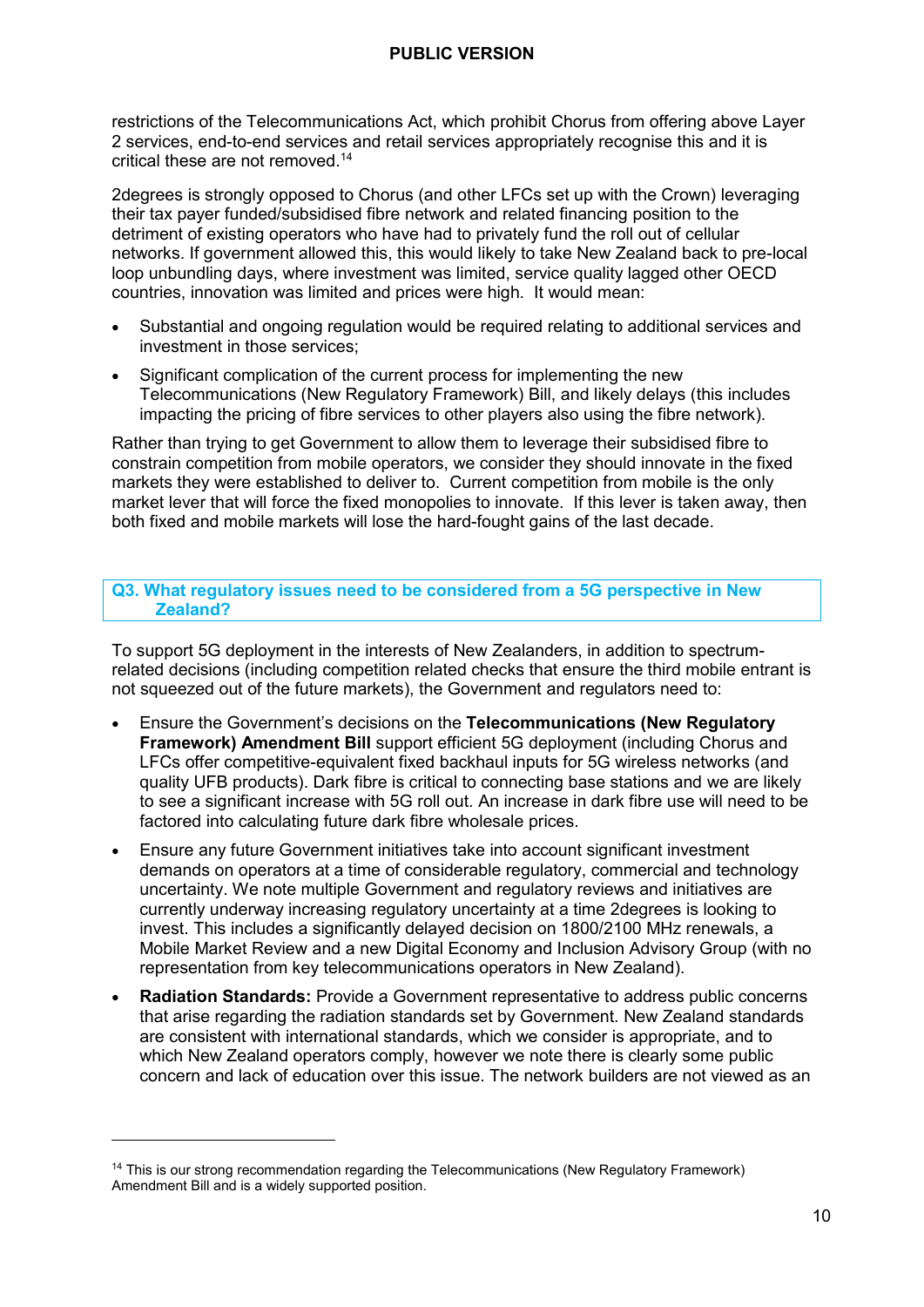restrictions of the Telecommunications Act, which prohibit Chorus from offering above Layer 2 services, end-to-end services and retail services appropriately recognise this and it is critical these are not removed.[14]

2degrees is strongly opposed to Chorus (and other LFCs set up with the Crown) leveraging their tax payer funded/subsidised fibre network and related financing position to the detriment of existing operators who have had to privately fund the roll out of cellular networks. If government allowed this, this would likely to take New Zealand back to pre-local loop unbundling days, where investment was limited, service quality lagged other OECD countries, innovation was limited and prices were high. It would mean:

- Substantial and ongoing regulation would be required relating to additional services and investment in those services;
- Significant complication of the current process for implementing the new Telecommunications (New Regulatory Framework) Bill, and likely delays (this includes impacting the pricing of fibre services to other players also using the fibre network).

Rather than trying to get Government to allow them to leverage their subsidised fibre to constrain competition from mobile operators, we consider they should innovate in the fixed markets they were established to deliver to. Current competition from mobile is the only market lever that will force the fixed monopolies to innovate. If this lever is taken away, then both fixed and mobile markets will lose the hard-fought gains of the last decade.

## Q3. What regulatory issues need to be considered from a 5G perspective in New Zealand?

To support 5G deployment in the interests of New Zealanders, in addition to spectrum-related decisions (including competition related checks that ensure the third mobile entrant is not squeezed out of the future markets), the Government and regulators need to:

- Ensure the Government's decisions on the **Telecommunications (New Regulatory Framework) Amendment Bill** support efficient 5G deployment (including Chorus and LFCs offer competitive-equivalent fixed backhaul inputs for 5G wireless networks (and quality UFB products). Dark fibre is critical to connecting base stations and we are likely to see a significant increase with 5G roll out. An increase in dark fibre use will need to be factored into calculating future dark fibre wholesale prices.
- Ensure any future Government initiatives take into account significant investment demands on operators at a time of considerable regulatory, commercial and technology uncertainty. We note multiple Government and regulatory reviews and initiatives are currently underway increasing regulatory uncertainty at a time 2degrees is looking to invest. This includes a significantly delayed decision on 1800/2100 MHz renewals, a Mobile Market Review and a new Digital Economy and Inclusion Advisory Group (with no representation from key telecommunications operators in New Zealand).
- **Radiation Standards:** Provide a Government representative to address public concerns that arise regarding the radiation standards set by Government. New Zealand standards are consistent with international standards, which we consider is appropriate, and to which New Zealand operators comply, however we note there is clearly some public concern and lack of education over this issue. The network builders are not viewed as an

[14] This is our strong recommendation regarding the Telecommunications (New Regulatory Framework) Amendment Bill and is a widely supported position.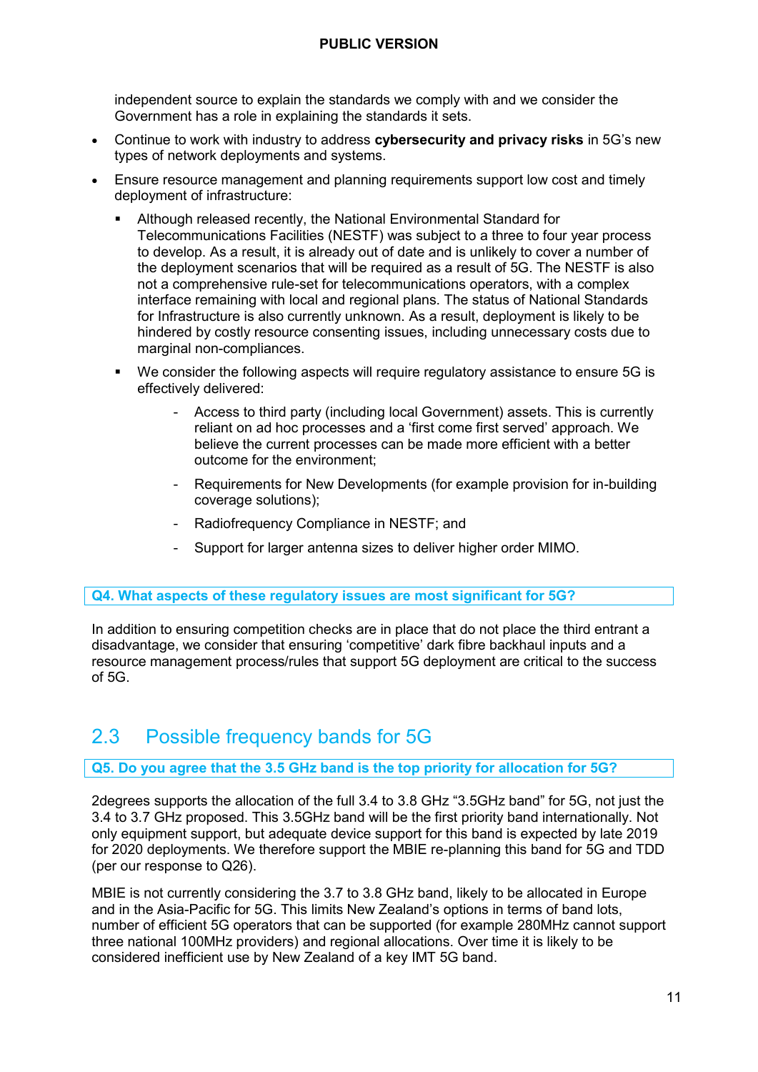independent source to explain the standards we comply with and we consider the Government has a role in explaining the standards it sets.

- Continue to work with industry to address **cybersecurity and privacy risks** in 5G's new types of network deployments and systems.
- Ensure resource management and planning requirements support low cost and timely deployment of infrastructure:
  - Although released recently, the National Environmental Standard for Telecommunications Facilities (NESTF) was subject to a three to four year process to develop. As a result, it is already out of date and is unlikely to cover a number of the deployment scenarios that will be required as a result of 5G. The NESTF is also not a comprehensive rule-set for telecommunications operators, with a complex interface remaining with local and regional plans. The status of National Standards for Infrastructure is also currently unknown. As a result, deployment is likely to be hindered by costly resource consenting issues, including unnecessary costs due to marginal non-compliances.
  - We consider the following aspects will require regulatory assistance to ensure 5G is effectively delivered:
    - Access to third party (including local Government) assets. This is currently reliant on ad hoc processes and a 'first come first served' approach. We believe the current processes can be made more efficient with a better outcome for the environment;
    - Requirements for New Developments (for example provision for in-building coverage solutions);
    - Radiofrequency Compliance in NESTF; and
    - Support for larger antenna sizes to deliver higher order MIMO.

**Q4. What aspects of these regulatory issues are most significant for 5G?**

In addition to ensuring competition checks are in place that do not place the third entrant a disadvantage, we consider that ensuring 'competitive' dark fibre backhaul inputs and a resource management process/rules that support 5G deployment are critical to the success of 5G.

## 2.3 Possible frequency bands for 5G

**Q5. Do you agree that the 3.5 GHz band is the top priority for allocation for 5G?**

2degrees supports the allocation of the full 3.4 to 3.8 GHz "3.5GHz band" for 5G, not just the 3.4 to 3.7 GHz proposed. This 3.5GHz band will be the first priority band internationally. Not only equipment support, but adequate device support for this band is expected by late 2019 for 2020 deployments. We therefore support the MBIE re-planning this band for 5G and TDD (per our response to Q26).

MBIE is not currently considering the 3.7 to 3.8 GHz band, likely to be allocated in Europe and in the Asia-Pacific for 5G. This limits New Zealand's options in terms of band lots, number of efficient 5G operators that can be supported (for example 280MHz cannot support three national 100MHz providers) and regional allocations. Over time it is likely to be considered inefficient use by New Zealand of a key IMT 5G band.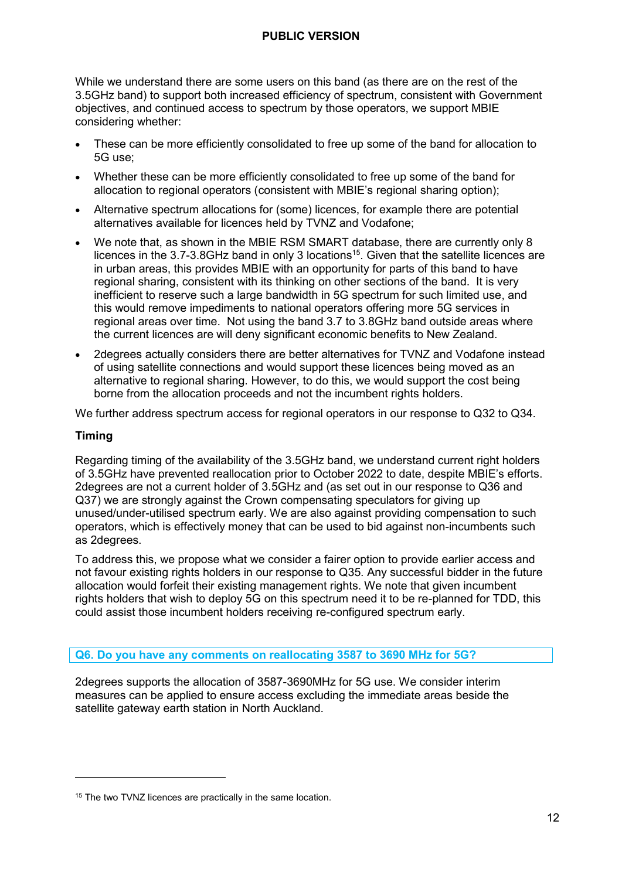While we understand there are some users on this band (as there are on the rest of the 3.5GHz band) to support both increased efficiency of spectrum, consistent with Government objectives, and continued access to spectrum by those operators, we support MBIE considering whether:

- These can be more efficiently consolidated to free up some of the band for allocation to 5G use;
- Whether these can be more efficiently consolidated to free up some of the band for allocation to regional operators (consistent with MBIE's regional sharing option);
- Alternative spectrum allocations for (some) licences, for example there are potential alternatives available for licences held by TVNZ and Vodafone;
- We note that, as shown in the MBIE RSM SMART database, there are currently only 8 licences in the 3.7-3.8GHz band in only 3 locations[15]. Given that the satellite licences are in urban areas, this provides MBIE with an opportunity for parts of this band to have regional sharing, consistent with its thinking on other sections of the band. It is very inefficient to reserve such a large bandwidth in 5G spectrum for such limited use, and this would remove impediments to national operators offering more 5G services in regional areas over time. Not using the band 3.7 to 3.8GHz band outside areas where the current licences are will deny significant economic benefits to New Zealand.
- 2degrees actually considers there are better alternatives for TVNZ and Vodafone instead of using satellite connections and would support these licences being moved as an alternative to regional sharing. However, to do this, we would support the cost being borne from the allocation proceeds and not the incumbent rights holders.

We further address spectrum access for regional operators in our response to Q32 to Q34.

**Timing**

Regarding timing of the availability of the 3.5GHz band, we understand current right holders of 3.5GHz have prevented reallocation prior to October 2022 to date, despite MBIE's efforts. 2degrees are not a current holder of 3.5GHz and (as set out in our response to Q36 and Q37) we are strongly against the Crown compensating speculators for giving up unused/under-utilised spectrum early. We are also against providing compensation to such operators, which is effectively money that can be used to bid against non-incumbents such as 2degrees.

To address this, we propose what we consider a fairer option to provide earlier access and not favour existing rights holders in our response to Q35. Any successful bidder in the future allocation would forfeit their existing management rights. We note that given incumbent rights holders that wish to deploy 5G on this spectrum need it to be re-planned for TDD, this could assist those incumbent holders receiving re-configured spectrum early.

### Q6. Do you have any comments on reallocating 3587 to 3690 MHz for 5G?

2degrees supports the allocation of 3587-3690MHz for 5G use. We consider interim measures can be applied to ensure access excluding the immediate areas beside the satellite gateway earth station in North Auckland.

[15] The two TVNZ licences are practically in the same location.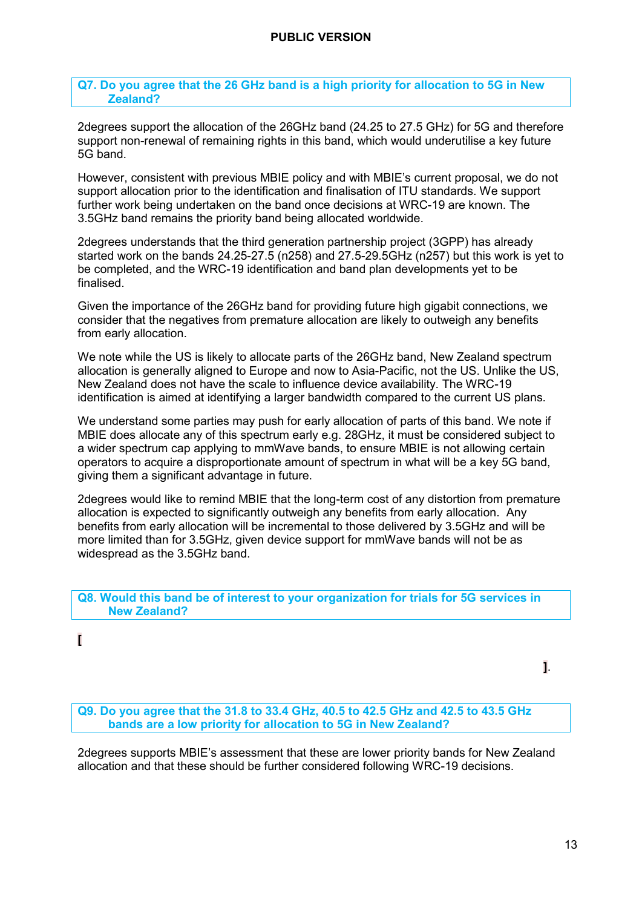**PUBLIC VERSION**

**Q7. Do you agree that the 26 GHz band is a high priority for allocation to 5G in New Zealand?**

2degrees support the allocation of the 26GHz band (24.25 to 27.5 GHz) for 5G and therefore support non-renewal of remaining rights in this band, which would underutilise a key future 5G band.

However, consistent with previous MBIE policy and with MBIE's current proposal, we do not support allocation prior to the identification and finalisation of ITU standards. We support further work being undertaken on the band once decisions at WRC-19 are known. The 3.5GHz band remains the priority band being allocated worldwide.

2degrees understands that the third generation partnership project (3GPP) has already started work on the bands 24.25-27.5 (n258) and 27.5-29.5GHz (n257) but this work is yet to be completed, and the WRC-19 identification and band plan developments yet to be finalised.

Given the importance of the 26GHz band for providing future high gigabit connections, we consider that the negatives from premature allocation are likely to outweigh any benefits from early allocation.

We note while the US is likely to allocate parts of the 26GHz band, New Zealand spectrum allocation is generally aligned to Europe and now to Asia-Pacific, not the US. Unlike the US, New Zealand does not have the scale to influence device availability. The WRC-19 identification is aimed at identifying a larger bandwidth compared to the current US plans.

We understand some parties may push for early allocation of parts of this band. We note if MBIE does allocate any of this spectrum early e.g. 28GHz, it must be considered subject to a wider spectrum cap applying to mmWave bands, to ensure MBIE is not allowing certain operators to acquire a disproportionate amount of spectrum in what will be a key 5G band, giving them a significant advantage in future.

2degrees would like to remind MBIE that the long-term cost of any distortion from premature allocation is expected to significantly outweigh any benefits from early allocation. Any benefits from early allocation will be incremental to those delivered by 3.5GHz and will be more limited than for 3.5GHz, given device support for mmWave bands will not be as widespread as the 3.5GHz band.

**Q8. Would this band be of interest to your organization for trials for 5G services in New Zealand?**

**[**

**]**.

**Q9. Do you agree that the 31.8 to 33.4 GHz, 40.5 to 42.5 GHz and 42.5 to 43.5 GHz bands are a low priority for allocation to 5G in New Zealand?**

2degrees supports MBIE's assessment that these are lower priority bands for New Zealand allocation and that these should be further considered following WRC-19 decisions.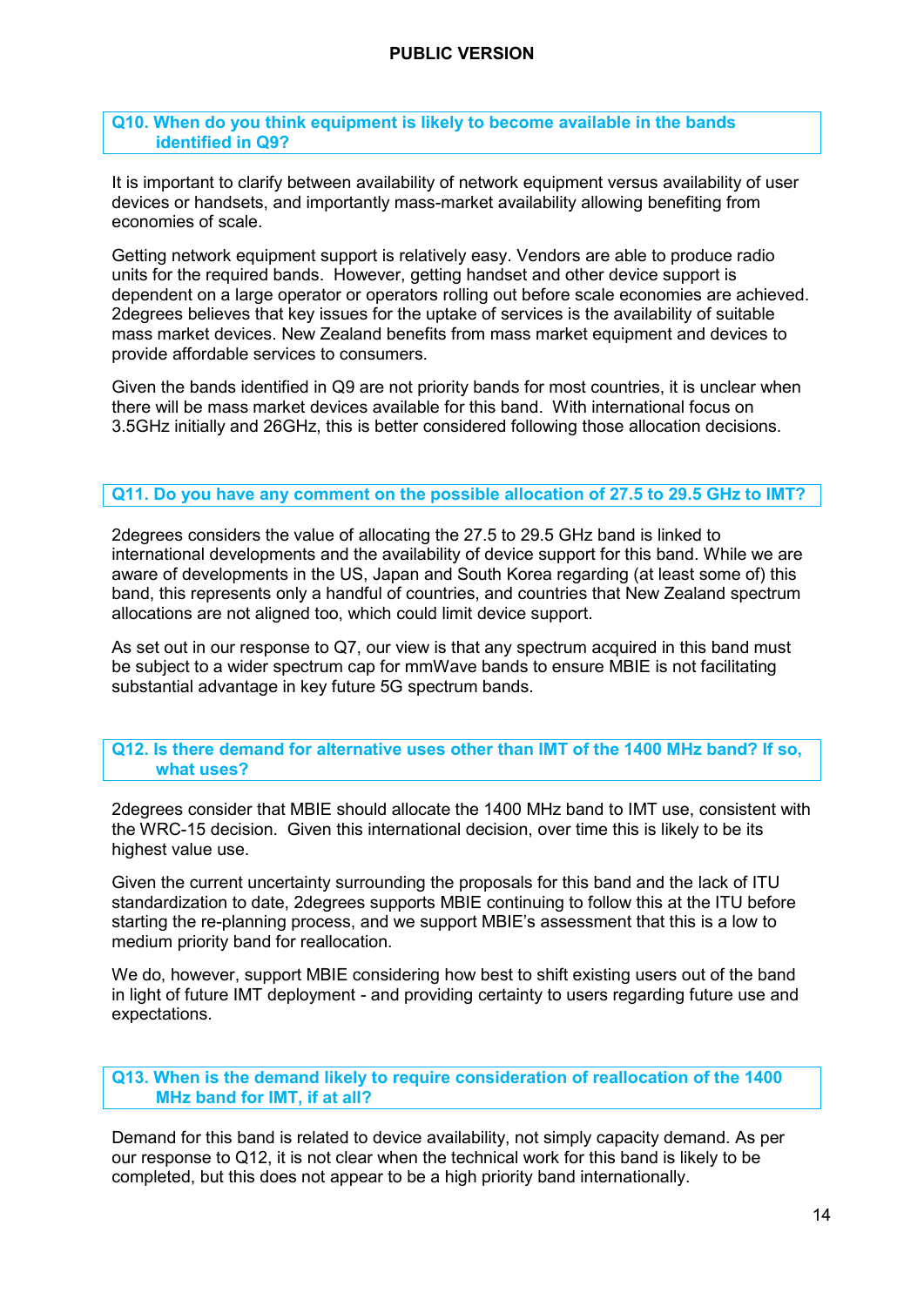### Q10. When do you think equipment is likely to become available in the bands identified in Q9?

It is important to clarify between availability of network equipment versus availability of user devices or handsets, and importantly mass-market availability allowing benefiting from economies of scale.

Getting network equipment support is relatively easy. Vendors are able to produce radio units for the required bands. However, getting handset and other device support is dependent on a large operator or operators rolling out before scale economies are achieved. 2degrees believes that key issues for the uptake of services is the availability of suitable mass market devices. New Zealand benefits from mass market equipment and devices to provide affordable services to consumers.

Given the bands identified in Q9 are not priority bands for most countries, it is unclear when there will be mass market devices available for this band. With international focus on 3.5GHz initially and 26GHz, this is better considered following those allocation decisions.

### Q11. Do you have any comment on the possible allocation of 27.5 to 29.5 GHz to IMT?

2degrees considers the value of allocating the 27.5 to 29.5 GHz band is linked to international developments and the availability of device support for this band. While we are aware of developments in the US, Japan and South Korea regarding (at least some of) this band, this represents only a handful of countries, and countries that New Zealand spectrum allocations are not aligned too, which could limit device support.

As set out in our response to Q7, our view is that any spectrum acquired in this band must be subject to a wider spectrum cap for mmWave bands to ensure MBIE is not facilitating substantial advantage in key future 5G spectrum bands.

### Q12. Is there demand for alternative uses other than IMT of the 1400 MHz band? If so, what uses?

2degrees consider that MBIE should allocate the 1400 MHz band to IMT use, consistent with the WRC-15 decision. Given this international decision, over time this is likely to be its highest value use.

Given the current uncertainty surrounding the proposals for this band and the lack of ITU standardization to date, 2degrees supports MBIE continuing to follow this at the ITU before starting the re-planning process, and we support MBIE's assessment that this is a low to medium priority band for reallocation.

We do, however, support MBIE considering how best to shift existing users out of the band in light of future IMT deployment - and providing certainty to users regarding future use and expectations.

### Q13. When is the demand likely to require consideration of reallocation of the 1400 MHz band for IMT, if at all?

Demand for this band is related to device availability, not simply capacity demand. As per our response to Q12, it is not clear when the technical work for this band is likely to be completed, but this does not appear to be a high priority band internationally.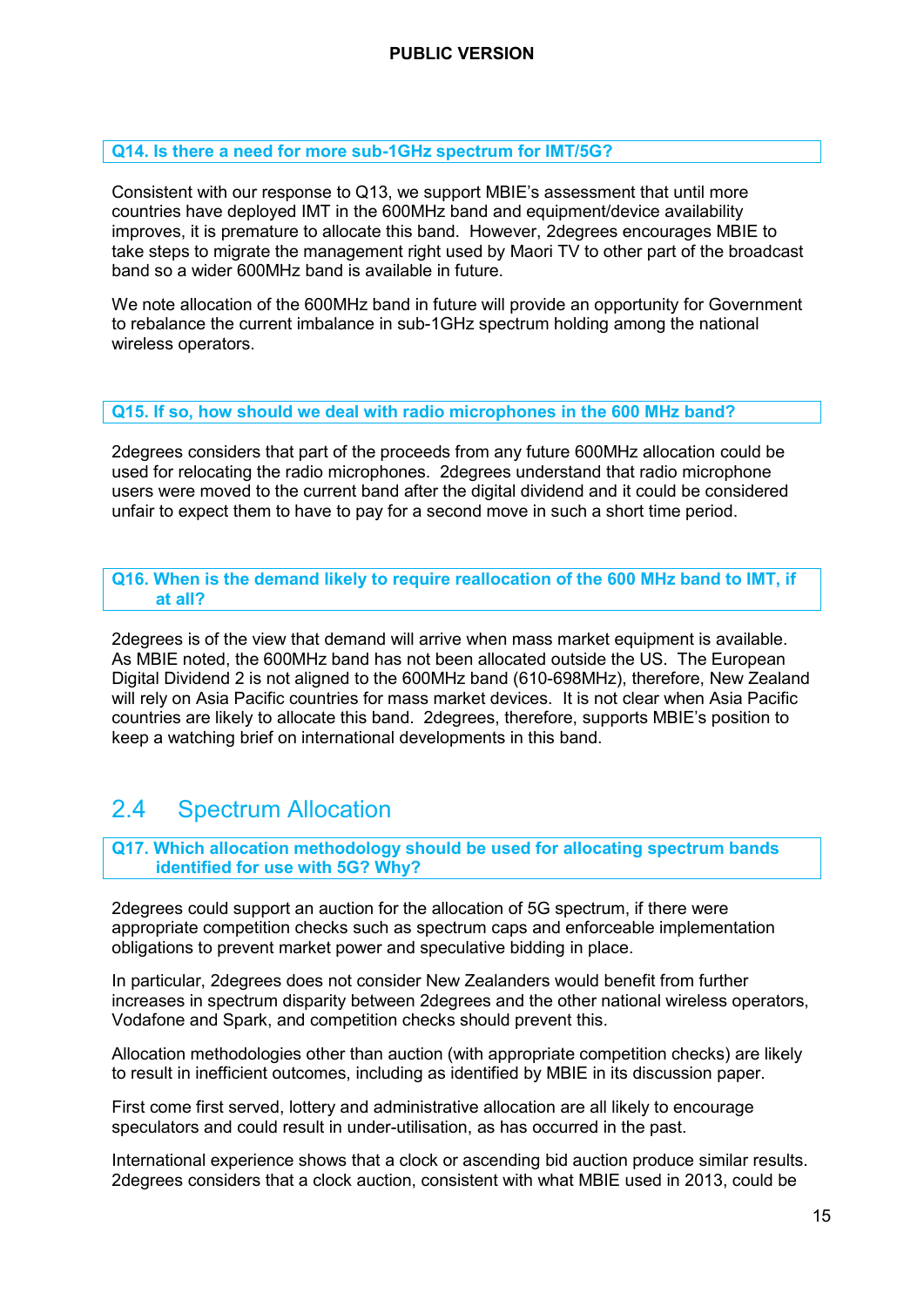**Q14. Is there a need for more sub-1GHz spectrum for IMT/5G?**

Consistent with our response to Q13, we support MBIE's assessment that until more countries have deployed IMT in the 600MHz band and equipment/device availability improves, it is premature to allocate this band. However, 2degrees encourages MBIE to take steps to migrate the management right used by Maori TV to other part of the broadcast band so a wider 600MHz band is available in future.

We note allocation of the 600MHz band in future will provide an opportunity for Government to rebalance the current imbalance in sub-1GHz spectrum holding among the national wireless operators.

**Q15. If so, how should we deal with radio microphones in the 600 MHz band?**

2degrees considers that part of the proceeds from any future 600MHz allocation could be used for relocating the radio microphones. 2degrees understand that radio microphone users were moved to the current band after the digital dividend and it could be considered unfair to expect them to have to pay for a second move in such a short time period.

**Q16. When is the demand likely to require reallocation of the 600 MHz band to IMT, if at all?**

2degrees is of the view that demand will arrive when mass market equipment is available. As MBIE noted, the 600MHz band has not been allocated outside the US. The European Digital Dividend 2 is not aligned to the 600MHz band (610-698MHz), therefore, New Zealand will rely on Asia Pacific countries for mass market devices. It is not clear when Asia Pacific countries are likely to allocate this band. 2degrees, therefore, supports MBIE's position to keep a watching brief on international developments in this band.

## 2.4 Spectrum Allocation

**Q17. Which allocation methodology should be used for allocating spectrum bands identified for use with 5G? Why?**

2degrees could support an auction for the allocation of 5G spectrum, if there were appropriate competition checks such as spectrum caps and enforceable implementation obligations to prevent market power and speculative bidding in place.

In particular, 2degrees does not consider New Zealanders would benefit from further increases in spectrum disparity between 2degrees and the other national wireless operators, Vodafone and Spark, and competition checks should prevent this.

Allocation methodologies other than auction (with appropriate competition checks) are likely to result in inefficient outcomes, including as identified by MBIE in its discussion paper.

First come first served, lottery and administrative allocation are all likely to encourage speculators and could result in under-utilisation, as has occurred in the past.

International experience shows that a clock or ascending bid auction produce similar results. 2degrees considers that a clock auction, consistent with what MBIE used in 2013, could be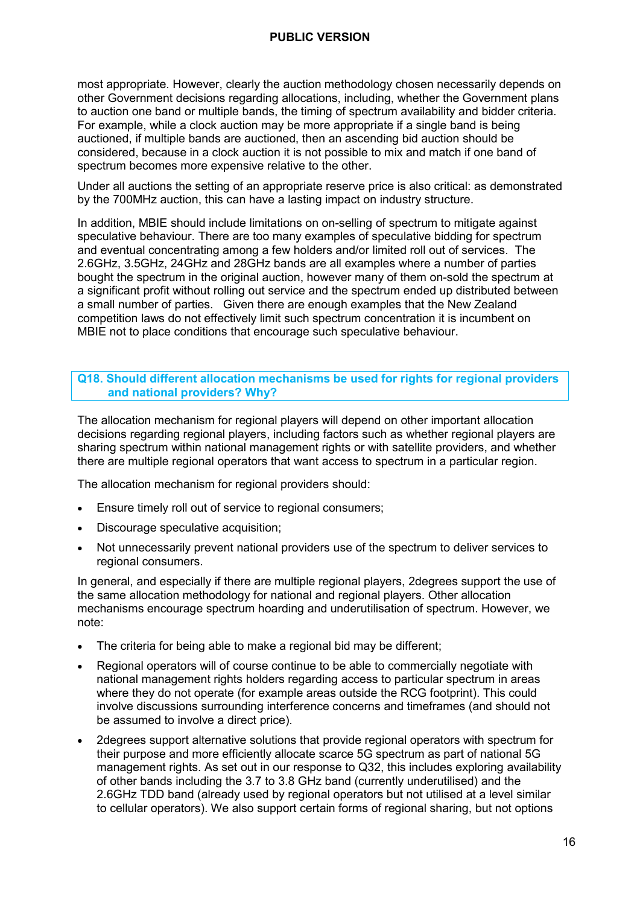most appropriate. However, clearly the auction methodology chosen necessarily depends on other Government decisions regarding allocations, including, whether the Government plans to auction one band or multiple bands, the timing of spectrum availability and bidder criteria. For example, while a clock auction may be more appropriate if a single band is being auctioned, if multiple bands are auctioned, then an ascending bid auction should be considered, because in a clock auction it is not possible to mix and match if one band of spectrum becomes more expensive relative to the other.

Under all auctions the setting of an appropriate reserve price is also critical: as demonstrated by the 700MHz auction, this can have a lasting impact on industry structure.

In addition, MBIE should include limitations on on-selling of spectrum to mitigate against speculative behaviour. There are too many examples of speculative bidding for spectrum and eventual concentrating among a few holders and/or limited roll out of services. The 2.6GHz, 3.5GHz, 24GHz and 28GHz bands are all examples where a number of parties bought the spectrum in the original auction, however many of them on-sold the spectrum at a significant profit without rolling out service and the spectrum ended up distributed between a small number of parties. Given there are enough examples that the New Zealand competition laws do not effectively limit such spectrum concentration it is incumbent on MBIE not to place conditions that encourage such speculative behaviour.

**Q18. Should different allocation mechanisms be used for rights for regional providers and national providers? Why?**

The allocation mechanism for regional players will depend on other important allocation decisions regarding regional players, including factors such as whether regional players are sharing spectrum within national management rights or with satellite providers, and whether there are multiple regional operators that want access to spectrum in a particular region.

The allocation mechanism for regional providers should:

- Ensure timely roll out of service to regional consumers;
- Discourage speculative acquisition;
- Not unnecessarily prevent national providers use of the spectrum to deliver services to regional consumers.

In general, and especially if there are multiple regional players, 2degrees support the use of the same allocation methodology for national and regional players. Other allocation mechanisms encourage spectrum hoarding and underutilisation of spectrum. However, we note:

- The criteria for being able to make a regional bid may be different;
- Regional operators will of course continue to be able to commercially negotiate with national management rights holders regarding access to particular spectrum in areas where they do not operate (for example areas outside the RCG footprint). This could involve discussions surrounding interference concerns and timeframes (and should not be assumed to involve a direct price).
- 2degrees support alternative solutions that provide regional operators with spectrum for their purpose and more efficiently allocate scarce 5G spectrum as part of national 5G management rights. As set out in our response to Q32, this includes exploring availability of other bands including the 3.7 to 3.8 GHz band (currently underutilised) and the 2.6GHz TDD band (already used by regional operators but not utilised at a level similar to cellular operators). We also support certain forms of regional sharing, but not options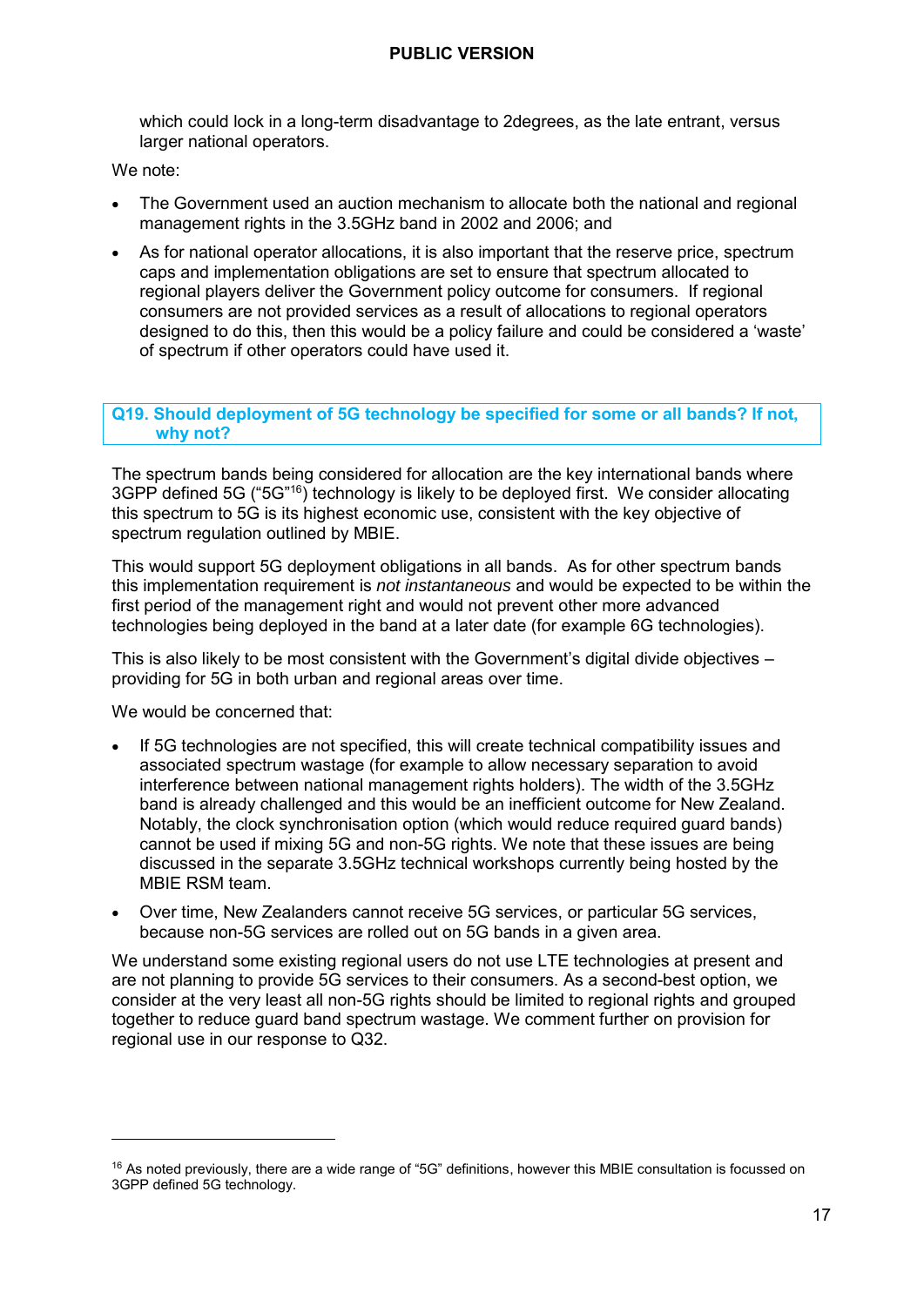which could lock in a long-term disadvantage to 2degrees, as the late entrant, versus larger national operators.

We note:

- The Government used an auction mechanism to allocate both the national and regional management rights in the 3.5GHz band in 2002 and 2006; and
- As for national operator allocations, it is also important that the reserve price, spectrum caps and implementation obligations are set to ensure that spectrum allocated to regional players deliver the Government policy outcome for consumers. If regional consumers are not provided services as a result of allocations to regional operators designed to do this, then this would be a policy failure and could be considered a 'waste' of spectrum if other operators could have used it.

**Q19. Should deployment of 5G technology be specified for some or all bands? If not, why not?**

The spectrum bands being considered for allocation are the key international bands where 3GPP defined 5G ("5G"[16]) technology is likely to be deployed first. We consider allocating this spectrum to 5G is its highest economic use, consistent with the key objective of spectrum regulation outlined by MBIE.

This would support 5G deployment obligations in all bands. As for other spectrum bands this implementation requirement is *not instantaneous* and would be expected to be within the first period of the management right and would not prevent other more advanced technologies being deployed in the band at a later date (for example 6G technologies).

This is also likely to be most consistent with the Government's digital divide objectives – providing for 5G in both urban and regional areas over time.

We would be concerned that:

- If 5G technologies are not specified, this will create technical compatibility issues and associated spectrum wastage (for example to allow necessary separation to avoid interference between national management rights holders). The width of the 3.5GHz band is already challenged and this would be an inefficient outcome for New Zealand. Notably, the clock synchronisation option (which would reduce required guard bands) cannot be used if mixing 5G and non-5G rights. We note that these issues are being discussed in the separate 3.5GHz technical workshops currently being hosted by the MBIE RSM team.
- Over time, New Zealanders cannot receive 5G services, or particular 5G services, because non-5G services are rolled out on 5G bands in a given area.

We understand some existing regional users do not use LTE technologies at present and are not planning to provide 5G services to their consumers. As a second-best option, we consider at the very least all non-5G rights should be limited to regional rights and grouped together to reduce guard band spectrum wastage. We comment further on provision for regional use in our response to Q32.

---

[16] As noted previously, there are a wide range of "5G" definitions, however this MBIE consultation is focussed on 3GPP defined 5G technology.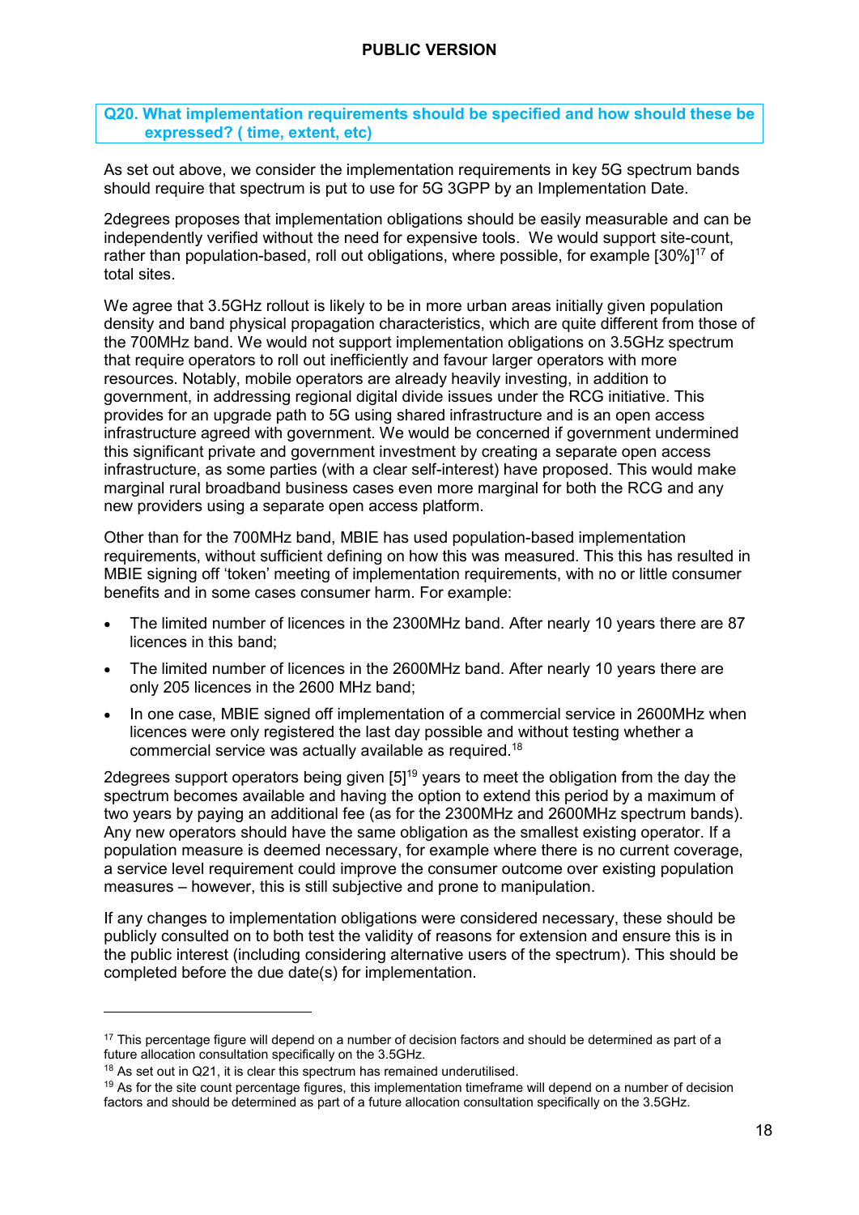**Q20. What implementation requirements should be specified and how should these be expressed? ( time, extent, etc)**

As set out above, we consider the implementation requirements in key 5G spectrum bands should require that spectrum is put to use for 5G 3GPP by an Implementation Date.

2degrees proposes that implementation obligations should be easily measurable and can be independently verified without the need for expensive tools. We would support site-count, rather than population-based, roll out obligations, where possible, for example [30%][17] of total sites.

We agree that 3.5GHz rollout is likely to be in more urban areas initially given population density and band physical propagation characteristics, which are quite different from those of the 700MHz band. We would not support implementation obligations on 3.5GHz spectrum that require operators to roll out inefficiently and favour larger operators with more resources. Notably, mobile operators are already heavily investing, in addition to government, in addressing regional digital divide issues under the RCG initiative. This provides for an upgrade path to 5G using shared infrastructure and is an open access infrastructure agreed with government. We would be concerned if government undermined this significant private and government investment by creating a separate open access infrastructure, as some parties (with a clear self-interest) have proposed. This would make marginal rural broadband business cases even more marginal for both the RCG and any new providers using a separate open access platform.

Other than for the 700MHz band, MBIE has used population-based implementation requirements, without sufficient defining on how this was measured. This this has resulted in MBIE signing off 'token' meeting of implementation requirements, with no or little consumer benefits and in some cases consumer harm. For example:

- The limited number of licences in the 2300MHz band. After nearly 10 years there are 87 licences in this band;
- The limited number of licences in the 2600MHz band. After nearly 10 years there are only 205 licences in the 2600 MHz band;
- In one case, MBIE signed off implementation of a commercial service in 2600MHz when licences were only registered the last day possible and without testing whether a commercial service was actually available as required.[18]

2degrees support operators being given [5][19] years to meet the obligation from the day the spectrum becomes available and having the option to extend this period by a maximum of two years by paying an additional fee (as for the 2300MHz and 2600MHz spectrum bands). Any new operators should have the same obligation as the smallest existing operator. If a population measure is deemed necessary, for example where there is no current coverage, a service level requirement could improve the consumer outcome over existing population measures – however, this is still subjective and prone to manipulation.

If any changes to implementation obligations were considered necessary, these should be publicly consulted on to both test the validity of reasons for extension and ensure this is in the public interest (including considering alternative users of the spectrum). This should be completed before the due date(s) for implementation.

---

[17] This percentage figure will depend on a number of decision factors and should be determined as part of a future allocation consultation specifically on the 3.5GHz.

[18] As set out in Q21, it is clear this spectrum has remained underutilised.

[19] As for the site count percentage figures, this implementation timeframe will depend on a number of decision factors and should be determined as part of a future allocation consultation specifically on the 3.5GHz.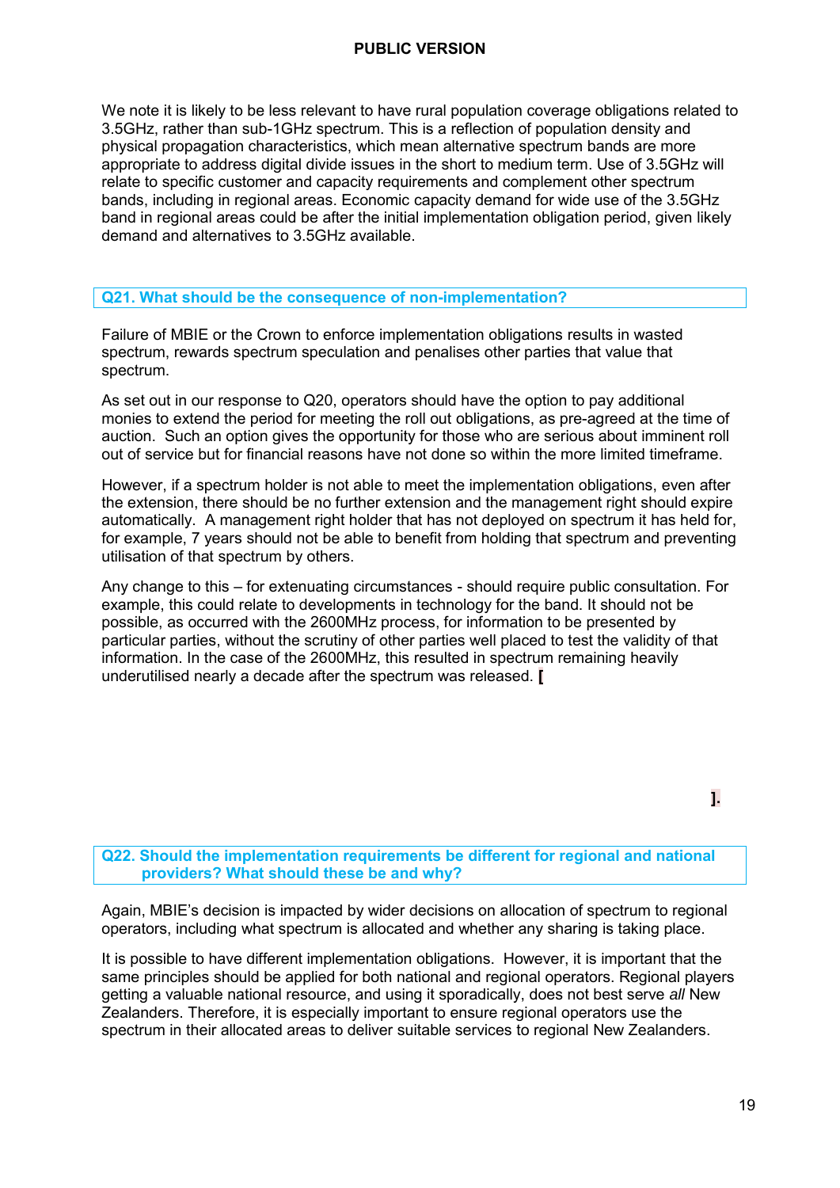We note it is likely to be less relevant to have rural population coverage obligations related to 3.5GHz, rather than sub-1GHz spectrum. This is a reflection of population density and physical propagation characteristics, which mean alternative spectrum bands are more appropriate to address digital divide issues in the short to medium term. Use of 3.5GHz will relate to specific customer and capacity requirements and complement other spectrum bands, including in regional areas. Economic capacity demand for wide use of the 3.5GHz band in regional areas could be after the initial implementation obligation period, given likely demand and alternatives to 3.5GHz available.

## Q21. What should be the consequence of non-implementation?

Failure of MBIE or the Crown to enforce implementation obligations results in wasted spectrum, rewards spectrum speculation and penalises other parties that value that spectrum.

As set out in our response to Q20, operators should have the option to pay additional monies to extend the period for meeting the roll out obligations, as pre-agreed at the time of auction. Such an option gives the opportunity for those who are serious about imminent roll out of service but for financial reasons have not done so within the more limited timeframe.

However, if a spectrum holder is not able to meet the implementation obligations, even after the extension, there should be no further extension and the management right should expire automatically. A management right holder that has not deployed on spectrum it has held for, for example, 7 years should not be able to benefit from holding that spectrum and preventing utilisation of that spectrum by others.

Any change to this – for extenuating circumstances - should require public consultation. For example, this could relate to developments in technology for the band. It should not be possible, as occurred with the 2600MHz process, for information to be presented by particular parties, without the scrutiny of other parties well placed to test the validity of that information. In the case of the 2600MHz, this resulted in spectrum remaining heavily underutilised nearly a decade after the spectrum was released. **[**

**].**

## Q22. Should the implementation requirements be different for regional and national providers? What should these be and why?

Again, MBIE's decision is impacted by wider decisions on allocation of spectrum to regional operators, including what spectrum is allocated and whether any sharing is taking place.

It is possible to have different implementation obligations. However, it is important that the same principles should be applied for both national and regional operators. Regional players getting a valuable national resource, and using it sporadically, does not best serve *all* New Zealanders. Therefore, it is especially important to ensure regional operators use the spectrum in their allocated areas to deliver suitable services to regional New Zealanders.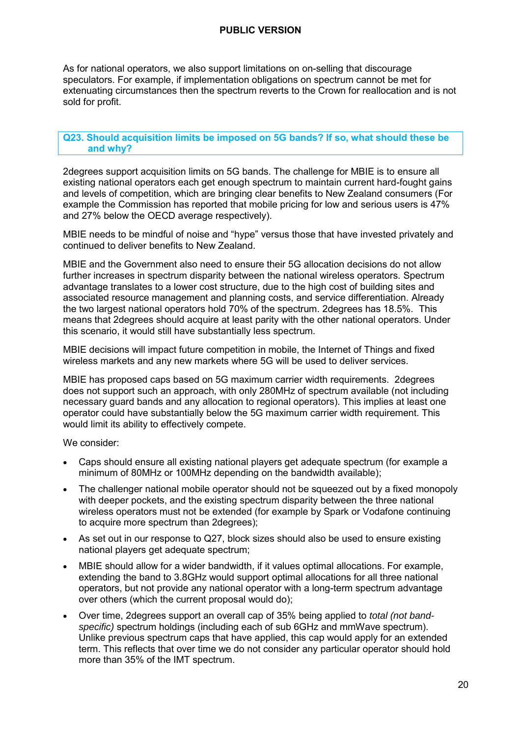As for national operators, we also support limitations on on-selling that discourage speculators. For example, if implementation obligations on spectrum cannot be met for extenuating circumstances then the spectrum reverts to the Crown for reallocation and is not sold for profit.

### Q23. Should acquisition limits be imposed on 5G bands? If so, what should these be and why?

2degrees support acquisition limits on 5G bands. The challenge for MBIE is to ensure all existing national operators each get enough spectrum to maintain current hard-fought gains and levels of competition, which are bringing clear benefits to New Zealand consumers (For example the Commission has reported that mobile pricing for low and serious users is 47% and 27% below the OECD average respectively).

MBIE needs to be mindful of noise and "hype" versus those that have invested privately and continued to deliver benefits to New Zealand.

MBIE and the Government also need to ensure their 5G allocation decisions do not allow further increases in spectrum disparity between the national wireless operators. Spectrum advantage translates to a lower cost structure, due to the high cost of building sites and associated resource management and planning costs, and service differentiation. Already the two largest national operators hold 70% of the spectrum. 2degrees has 18.5%. This means that 2degrees should acquire at least parity with the other national operators. Under this scenario, it would still have substantially less spectrum.

MBIE decisions will impact future competition in mobile, the Internet of Things and fixed wireless markets and any new markets where 5G will be used to deliver services.

MBIE has proposed caps based on 5G maximum carrier width requirements. 2degrees does not support such an approach, with only 280MHz of spectrum available (not including necessary guard bands and any allocation to regional operators). This implies at least one operator could have substantially below the 5G maximum carrier width requirement. This would limit its ability to effectively compete.

We consider:

- Caps should ensure all existing national players get adequate spectrum (for example a minimum of 80MHz or 100MHz depending on the bandwidth available);
- The challenger national mobile operator should not be squeezed out by a fixed monopoly with deeper pockets, and the existing spectrum disparity between the three national wireless operators must not be extended (for example by Spark or Vodafone continuing to acquire more spectrum than 2degrees);
- As set out in our response to Q27, block sizes should also be used to ensure existing national players get adequate spectrum;
- MBIE should allow for a wider bandwidth, if it values optimal allocations. For example, extending the band to 3.8GHz would support optimal allocations for all three national operators, but not provide any national operator with a long-term spectrum advantage over others (which the current proposal would do);
- Over time, 2degrees support an overall cap of 35% being applied to *total (not band-specific)* spectrum holdings (including each of sub 6GHz and mmWave spectrum). Unlike previous spectrum caps that have applied, this cap would apply for an extended term. This reflects that over time we do not consider any particular operator should hold more than 35% of the IMT spectrum.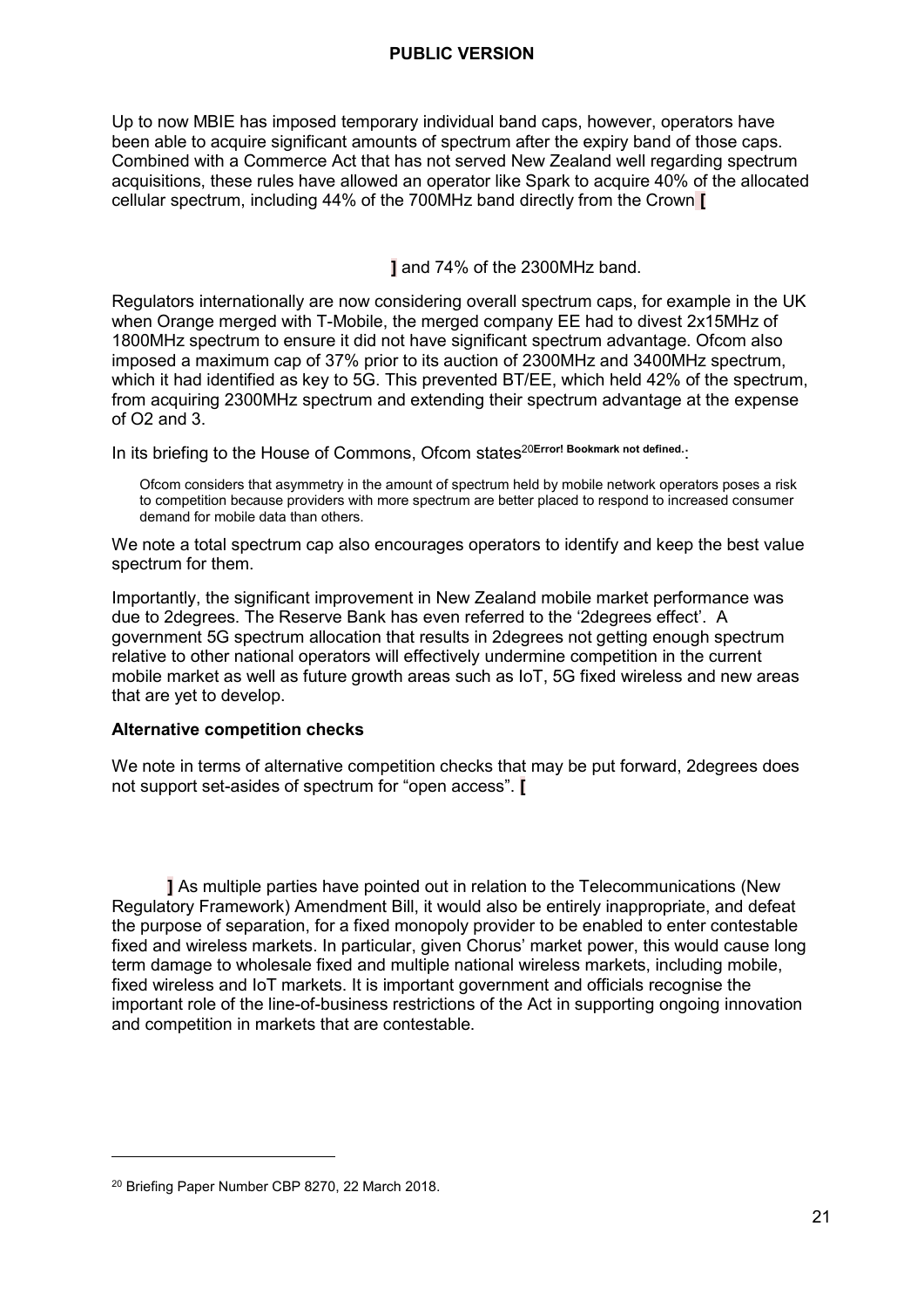Up to now MBIE has imposed temporary individual band caps, however, operators have been able to acquire significant amounts of spectrum after the expiry band of those caps. Combined with a Commerce Act that has not served New Zealand well regarding spectrum acquisitions, these rules have allowed an operator like Spark to acquire 40% of the allocated cellular spectrum, including 44% of the 700MHz band directly from the Crown [

] and 74% of the 2300MHz band.

Regulators internationally are now considering overall spectrum caps, for example in the UK when Orange merged with T-Mobile, the merged company EE had to divest 2x15MHz of 1800MHz spectrum to ensure it did not have significant spectrum advantage. Ofcom also imposed a maximum cap of 37% prior to its auction of 2300MHz and 3400MHz spectrum, which it had identified as key to 5G. This prevented BT/EE, which held 42% of the spectrum, from acquiring 2300MHz spectrum and extending their spectrum advantage at the expense of O2 and 3.

In its briefing to the House of Commons, Ofcom states[20]**Error! Bookmark not defined.**:

> Ofcom considers that asymmetry in the amount of spectrum held by mobile network operators poses a risk to competition because providers with more spectrum are better placed to respond to increased consumer demand for mobile data than others.

We note a total spectrum cap also encourages operators to identify and keep the best value spectrum for them.

Importantly, the significant improvement in New Zealand mobile market performance was due to 2degrees. The Reserve Bank has even referred to the '2degrees effect'. A government 5G spectrum allocation that results in 2degrees not getting enough spectrum relative to other national operators will effectively undermine competition in the current mobile market as well as future growth areas such as IoT, 5G fixed wireless and new areas that are yet to develop.

**Alternative competition checks**

We note in terms of alternative competition checks that may be put forward, 2degrees does not support set-asides of spectrum for "open access". [

] As multiple parties have pointed out in relation to the Telecommunications (New Regulatory Framework) Amendment Bill, it would also be entirely inappropriate, and defeat the purpose of separation, for a fixed monopoly provider to be enabled to enter contestable fixed and wireless markets. In particular, given Chorus' market power, this would cause long term damage to wholesale fixed and multiple national wireless markets, including mobile, fixed wireless and IoT markets. It is important government and officials recognise the important role of the line-of-business restrictions of the Act in supporting ongoing innovation and competition in markets that are contestable.

---

[20] Briefing Paper Number CBP 8270, 22 March 2018.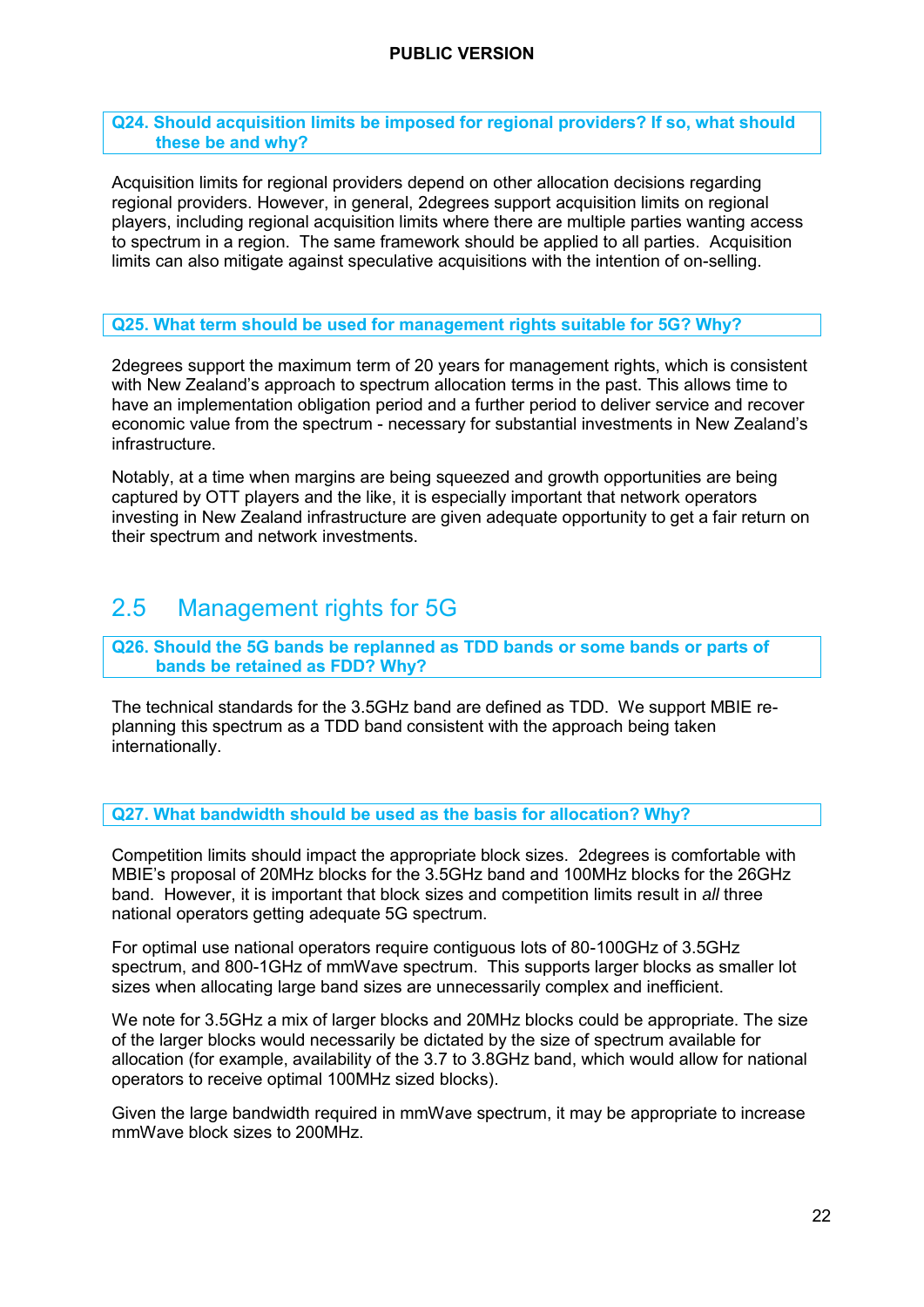**Q24. Should acquisition limits be imposed for regional providers? If so, what should these be and why?**

Acquisition limits for regional providers depend on other allocation decisions regarding regional providers. However, in general, 2degrees support acquisition limits on regional players, including regional acquisition limits where there are multiple parties wanting access to spectrum in a region. The same framework should be applied to all parties. Acquisition limits can also mitigate against speculative acquisitions with the intention of on-selling.

**Q25. What term should be used for management rights suitable for 5G? Why?**

2degrees support the maximum term of 20 years for management rights, which is consistent with New Zealand's approach to spectrum allocation terms in the past. This allows time to have an implementation obligation period and a further period to deliver service and recover economic value from the spectrum - necessary for substantial investments in New Zealand's infrastructure.

Notably, at a time when margins are being squeezed and growth opportunities are being captured by OTT players and the like, it is especially important that network operators investing in New Zealand infrastructure are given adequate opportunity to get a fair return on their spectrum and network investments.

## 2.5 Management rights for 5G

**Q26. Should the 5G bands be replanned as TDD bands or some bands or parts of bands be retained as FDD? Why?**

The technical standards for the 3.5GHz band are defined as TDD. We support MBIE re-planning this spectrum as a TDD band consistent with the approach being taken internationally.

**Q27. What bandwidth should be used as the basis for allocation? Why?**

Competition limits should impact the appropriate block sizes. 2degrees is comfortable with MBIE's proposal of 20MHz blocks for the 3.5GHz band and 100MHz blocks for the 26GHz band. However, it is important that block sizes and competition limits result in *all* three national operators getting adequate 5G spectrum.

For optimal use national operators require contiguous lots of 80-100GHz of 3.5GHz spectrum, and 800-1GHz of mmWave spectrum. This supports larger blocks as smaller lot sizes when allocating large band sizes are unnecessarily complex and inefficient.

We note for 3.5GHz a mix of larger blocks and 20MHz blocks could be appropriate. The size of the larger blocks would necessarily be dictated by the size of spectrum available for allocation (for example, availability of the 3.7 to 3.8GHz band, which would allow for national operators to receive optimal 100MHz sized blocks).

Given the large bandwidth required in mmWave spectrum, it may be appropriate to increase mmWave block sizes to 200MHz.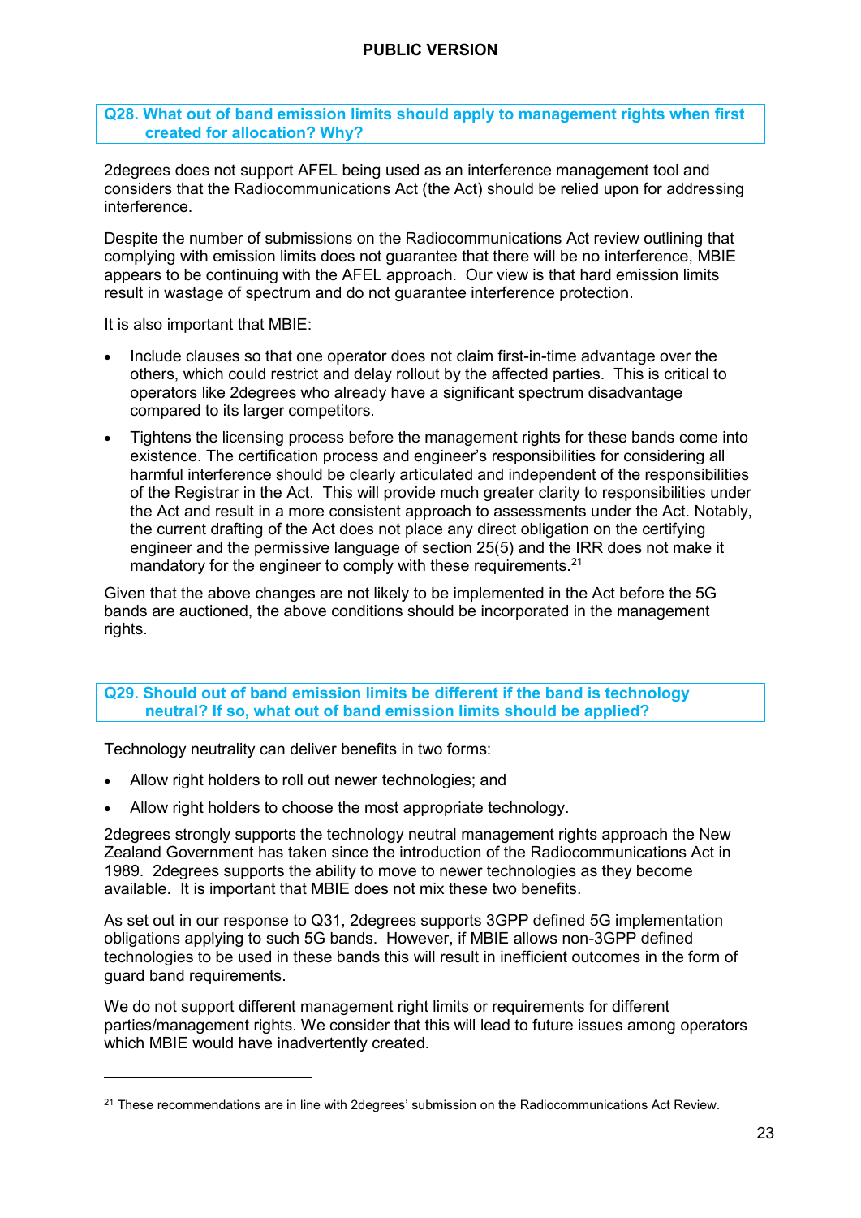**Q28. What out of band emission limits should apply to management rights when first created for allocation? Why?**

2degrees does not support AFEL being used as an interference management tool and considers that the Radiocommunications Act (the Act) should be relied upon for addressing interference.

Despite the number of submissions on the Radiocommunications Act review outlining that complying with emission limits does not guarantee that there will be no interference, MBIE appears to be continuing with the AFEL approach. Our view is that hard emission limits result in wastage of spectrum and do not guarantee interference protection.

It is also important that MBIE:

- Include clauses so that one operator does not claim first-in-time advantage over the others, which could restrict and delay rollout by the affected parties. This is critical to operators like 2degrees who already have a significant spectrum disadvantage compared to its larger competitors.
- Tightens the licensing process before the management rights for these bands come into existence. The certification process and engineer's responsibilities for considering all harmful interference should be clearly articulated and independent of the responsibilities of the Registrar in the Act. This will provide much greater clarity to responsibilities under the Act and result in a more consistent approach to assessments under the Act. Notably, the current drafting of the Act does not place any direct obligation on the certifying engineer and the permissive language of section 25(5) and the IRR does not make it mandatory for the engineer to comply with these requirements.[21]

Given that the above changes are not likely to be implemented in the Act before the 5G bands are auctioned, the above conditions should be incorporated in the management rights.

**Q29. Should out of band emission limits be different if the band is technology neutral? If so, what out of band emission limits should be applied?**

Technology neutrality can deliver benefits in two forms:

- Allow right holders to roll out newer technologies; and
- Allow right holders to choose the most appropriate technology.

2degrees strongly supports the technology neutral management rights approach the New Zealand Government has taken since the introduction of the Radiocommunications Act in 1989. 2degrees supports the ability to move to newer technologies as they become available. It is important that MBIE does not mix these two benefits.

As set out in our response to Q31, 2degrees supports 3GPP defined 5G implementation obligations applying to such 5G bands. However, if MBIE allows non-3GPP defined technologies to be used in these bands this will result in inefficient outcomes in the form of guard band requirements.

We do not support different management right limits or requirements for different parties/management rights. We consider that this will lead to future issues among operators which MBIE would have inadvertently created.

[21] These recommendations are in line with 2degrees' submission on the Radiocommunications Act Review.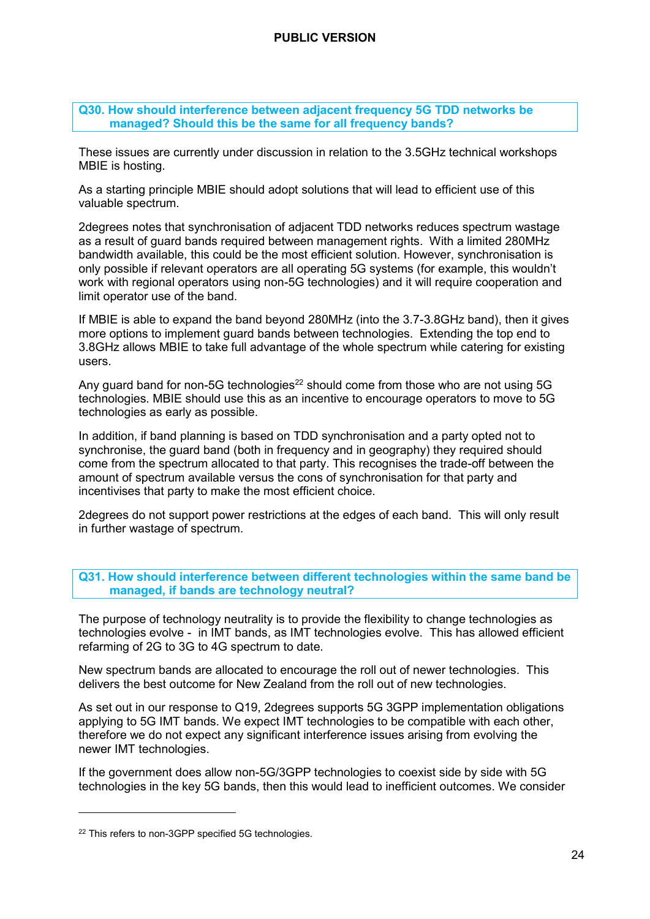### Q30. How should interference between adjacent frequency 5G TDD networks be managed? Should this be the same for all frequency bands?

These issues are currently under discussion in relation to the 3.5GHz technical workshops MBIE is hosting.

As a starting principle MBIE should adopt solutions that will lead to efficient use of this valuable spectrum.

2degrees notes that synchronisation of adjacent TDD networks reduces spectrum wastage as a result of guard bands required between management rights. With a limited 280MHz bandwidth available, this could be the most efficient solution. However, synchronisation is only possible if relevant operators are all operating 5G systems (for example, this wouldn't work with regional operators using non-5G technologies) and it will require cooperation and limit operator use of the band.

If MBIE is able to expand the band beyond 280MHz (into the 3.7-3.8GHz band), then it gives more options to implement guard bands between technologies. Extending the top end to 3.8GHz allows MBIE to take full advantage of the whole spectrum while catering for existing users.

Any guard band for non-5G technologies[22] should come from those who are not using 5G technologies. MBIE should use this as an incentive to encourage operators to move to 5G technologies as early as possible.

In addition, if band planning is based on TDD synchronisation and a party opted not to synchronise, the guard band (both in frequency and in geography) they required should come from the spectrum allocated to that party. This recognises the trade-off between the amount of spectrum available versus the cons of synchronisation for that party and incentivises that party to make the most efficient choice.

2degrees do not support power restrictions at the edges of each band. This will only result in further wastage of spectrum.

### Q31. How should interference between different technologies within the same band be managed, if bands are technology neutral?

The purpose of technology neutrality is to provide the flexibility to change technologies as technologies evolve - in IMT bands, as IMT technologies evolve. This has allowed efficient refarming of 2G to 3G to 4G spectrum to date.

New spectrum bands are allocated to encourage the roll out of newer technologies. This delivers the best outcome for New Zealand from the roll out of new technologies.

As set out in our response to Q19, 2degrees supports 5G 3GPP implementation obligations applying to 5G IMT bands. We expect IMT technologies to be compatible with each other, therefore we do not expect any significant interference issues arising from evolving the newer IMT technologies.

If the government does allow non-5G/3GPP technologies to coexist side by side with 5G technologies in the key 5G bands, then this would lead to inefficient outcomes. We consider

---

[22] This refers to non-3GPP specified 5G technologies.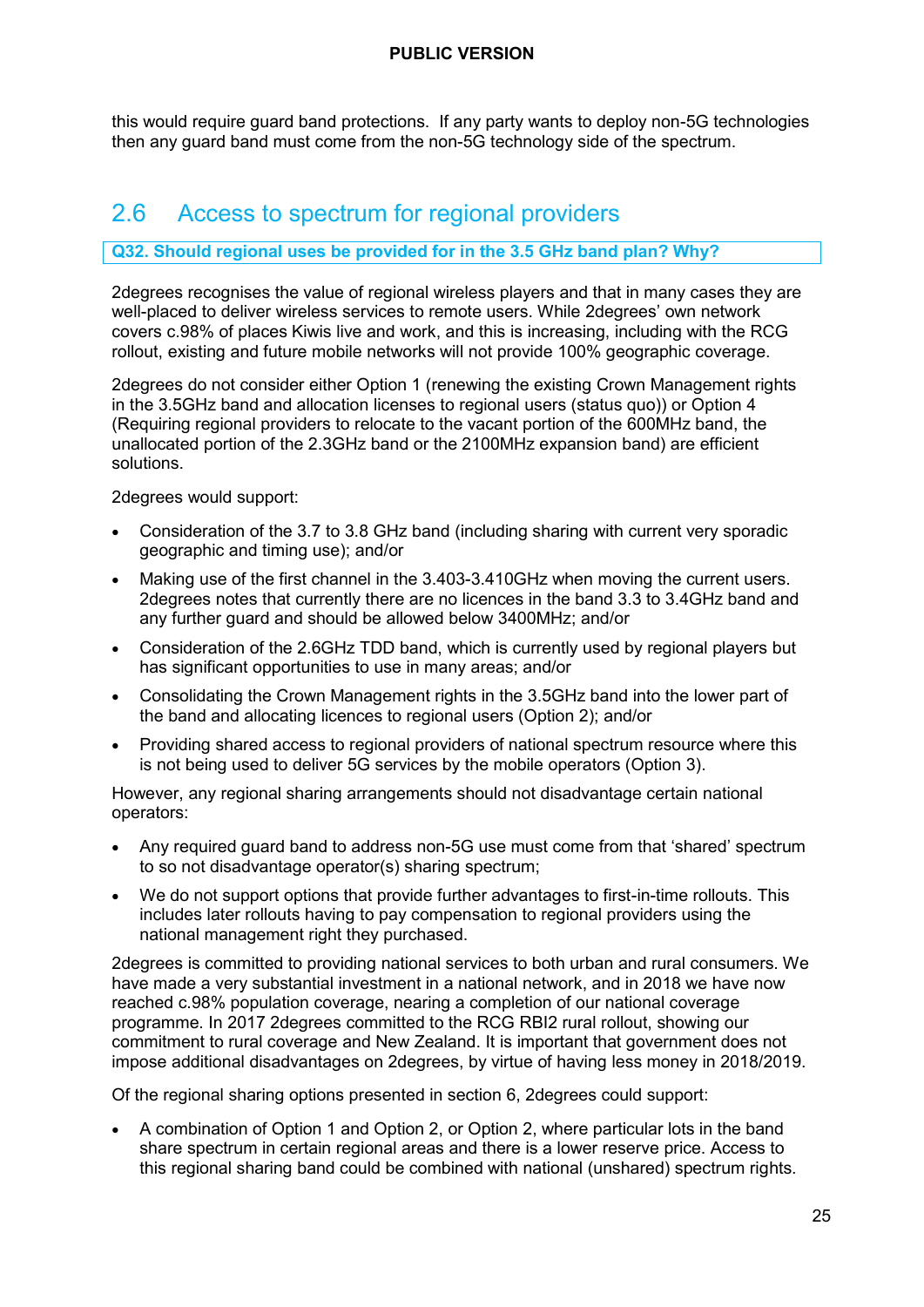this would require guard band protections. If any party wants to deploy non-5G technologies then any guard band must come from the non-5G technology side of the spectrum.

## 2.6 Access to spectrum for regional providers

**Q32. Should regional uses be provided for in the 3.5 GHz band plan? Why?**

2degrees recognises the value of regional wireless players and that in many cases they are well-placed to deliver wireless services to remote users. While 2degrees' own network covers c.98% of places Kiwis live and work, and this is increasing, including with the RCG rollout, existing and future mobile networks will not provide 100% geographic coverage.

2degrees do not consider either Option 1 (renewing the existing Crown Management rights in the 3.5GHz band and allocation licenses to regional users (status quo)) or Option 4 (Requiring regional providers to relocate to the vacant portion of the 600MHz band, the unallocated portion of the 2.3GHz band or the 2100MHz expansion band) are efficient solutions.

2degrees would support:

- Consideration of the 3.7 to 3.8 GHz band (including sharing with current very sporadic geographic and timing use); and/or
- Making use of the first channel in the 3.403-3.410GHz when moving the current users. 2degrees notes that currently there are no licences in the band 3.3 to 3.4GHz band and any further guard and should be allowed below 3400MHz; and/or
- Consideration of the 2.6GHz TDD band, which is currently used by regional players but has significant opportunities to use in many areas; and/or
- Consolidating the Crown Management rights in the 3.5GHz band into the lower part of the band and allocating licences to regional users (Option 2); and/or
- Providing shared access to regional providers of national spectrum resource where this is not being used to deliver 5G services by the mobile operators (Option 3).

However, any regional sharing arrangements should not disadvantage certain national operators:

- Any required guard band to address non-5G use must come from that 'shared' spectrum to so not disadvantage operator(s) sharing spectrum;
- We do not support options that provide further advantages to first-in-time rollouts. This includes later rollouts having to pay compensation to regional providers using the national management right they purchased.

2degrees is committed to providing national services to both urban and rural consumers. We have made a very substantial investment in a national network, and in 2018 we have now reached c.98% population coverage, nearing a completion of our national coverage programme. In 2017 2degrees committed to the RCG RBI2 rural rollout, showing our commitment to rural coverage and New Zealand. It is important that government does not impose additional disadvantages on 2degrees, by virtue of having less money in 2018/2019.

Of the regional sharing options presented in section 6, 2degrees could support:

- A combination of Option 1 and Option 2, or Option 2, where particular lots in the band share spectrum in certain regional areas and there is a lower reserve price. Access to this regional sharing band could be combined with national (unshared) spectrum rights.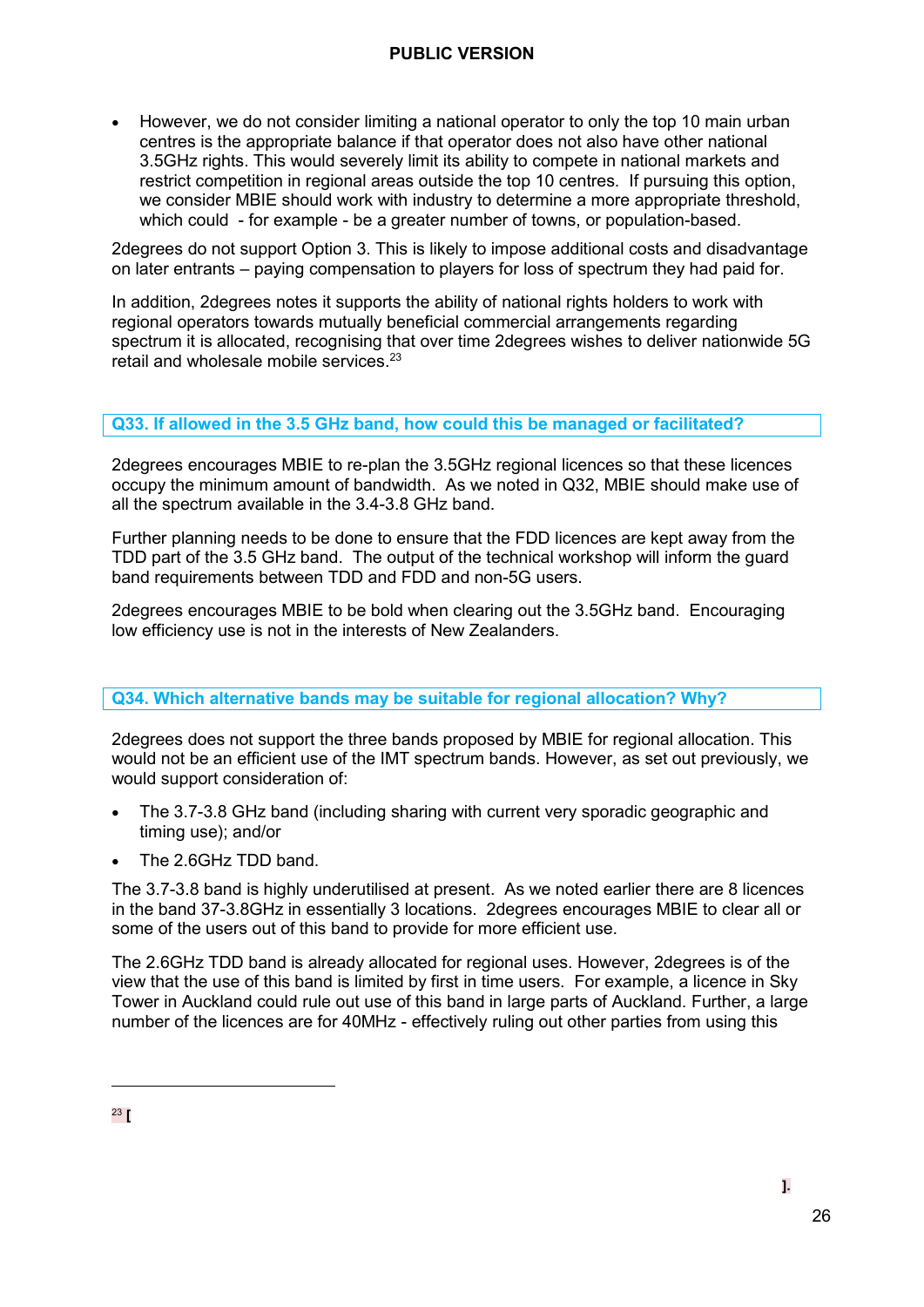- However, we do not consider limiting a national operator to only the top 10 main urban centres is the appropriate balance if that operator does not also have other national 3.5GHz rights. This would severely limit its ability to compete in national markets and restrict competition in regional areas outside the top 10 centres. If pursuing this option, we consider MBIE should work with industry to determine a more appropriate threshold, which could - for example - be a greater number of towns, or population-based.

2degrees do not support Option 3. This is likely to impose additional costs and disadvantage on later entrants – paying compensation to players for loss of spectrum they had paid for.

In addition, 2degrees notes it supports the ability of national rights holders to work with regional operators towards mutually beneficial commercial arrangements regarding spectrum it is allocated, recognising that over time 2degrees wishes to deliver nationwide 5G retail and wholesale mobile services.[23]

### Q33. If allowed in the 3.5 GHz band, how could this be managed or facilitated?

2degrees encourages MBIE to re-plan the 3.5GHz regional licences so that these licences occupy the minimum amount of bandwidth. As we noted in Q32, MBIE should make use of all the spectrum available in the 3.4-3.8 GHz band.

Further planning needs to be done to ensure that the FDD licences are kept away from the TDD part of the 3.5 GHz band. The output of the technical workshop will inform the guard band requirements between TDD and FDD and non-5G users.

2degrees encourages MBIE to be bold when clearing out the 3.5GHz band. Encouraging low efficiency use is not in the interests of New Zealanders.

### Q34. Which alternative bands may be suitable for regional allocation? Why?

2degrees does not support the three bands proposed by MBIE for regional allocation. This would not be an efficient use of the IMT spectrum bands. However, as set out previously, we would support consideration of:

- The 3.7-3.8 GHz band (including sharing with current very sporadic geographic and timing use); and/or
- The 2.6GHz TDD band.

The 3.7-3.8 band is highly underutilised at present. As we noted earlier there are 8 licences in the band 37-3.8GHz in essentially 3 locations. 2degrees encourages MBIE to clear all or some of the users out of this band to provide for more efficient use.

The 2.6GHz TDD band is already allocated for regional uses. However, 2degrees is of the view that the use of this band is limited by first in time users. For example, a licence in Sky Tower in Auckland could rule out use of this band in large parts of Auckland. Further, a large number of the licences are for 40MHz - effectively ruling out other parties from using this

[23] [

].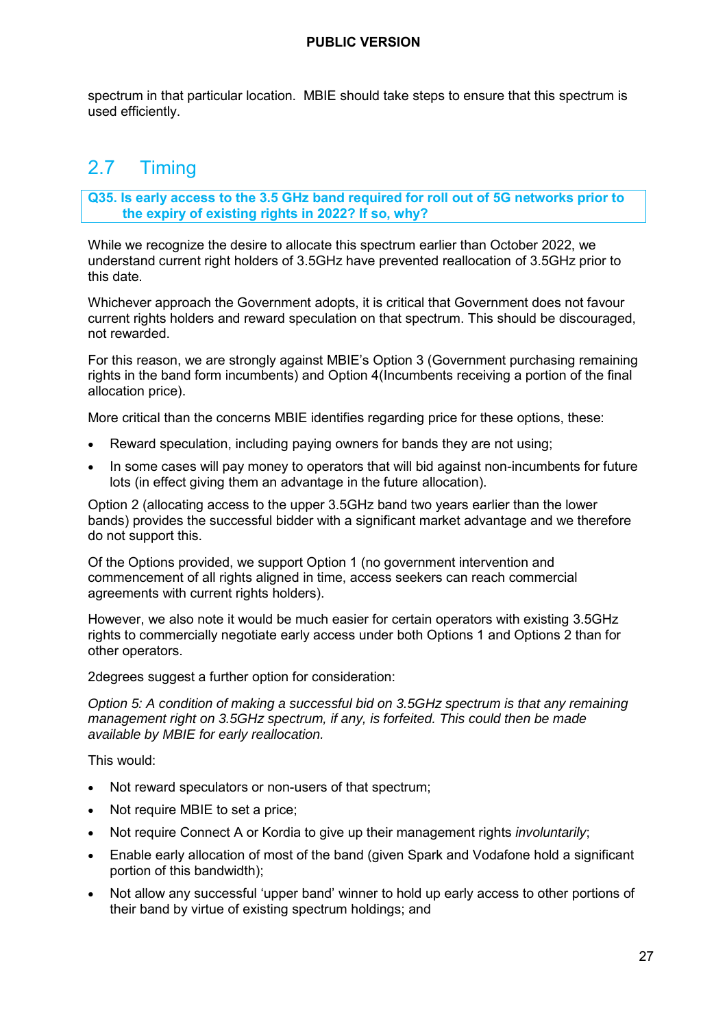spectrum in that particular location. MBIE should take steps to ensure that this spectrum is used efficiently.

## 2.7 Timing

**Q35. Is early access to the 3.5 GHz band required for roll out of 5G networks prior to the expiry of existing rights in 2022? If so, why?**

While we recognize the desire to allocate this spectrum earlier than October 2022, we understand current right holders of 3.5GHz have prevented reallocation of 3.5GHz prior to this date.

Whichever approach the Government adopts, it is critical that Government does not favour current rights holders and reward speculation on that spectrum. This should be discouraged, not rewarded.

For this reason, we are strongly against MBIE's Option 3 (Government purchasing remaining rights in the band form incumbents) and Option 4(Incumbents receiving a portion of the final allocation price).

More critical than the concerns MBIE identifies regarding price for these options, these:

- Reward speculation, including paying owners for bands they are not using;
- In some cases will pay money to operators that will bid against non-incumbents for future lots (in effect giving them an advantage in the future allocation).

Option 2 (allocating access to the upper 3.5GHz band two years earlier than the lower bands) provides the successful bidder with a significant market advantage and we therefore do not support this.

Of the Options provided, we support Option 1 (no government intervention and commencement of all rights aligned in time, access seekers can reach commercial agreements with current rights holders).

However, we also note it would be much easier for certain operators with existing 3.5GHz rights to commercially negotiate early access under both Options 1 and Options 2 than for other operators.

2degrees suggest a further option for consideration:

*Option 5: A condition of making a successful bid on 3.5GHz spectrum is that any remaining management right on 3.5GHz spectrum, if any, is forfeited. This could then be made available by MBIE for early reallocation.*

This would:

- Not reward speculators or non-users of that spectrum;
- Not require MBIE to set a price;
- Not require Connect A or Kordia to give up their management rights *involuntarily*;
- Enable early allocation of most of the band (given Spark and Vodafone hold a significant portion of this bandwidth);
- Not allow any successful 'upper band' winner to hold up early access to other portions of their band by virtue of existing spectrum holdings; and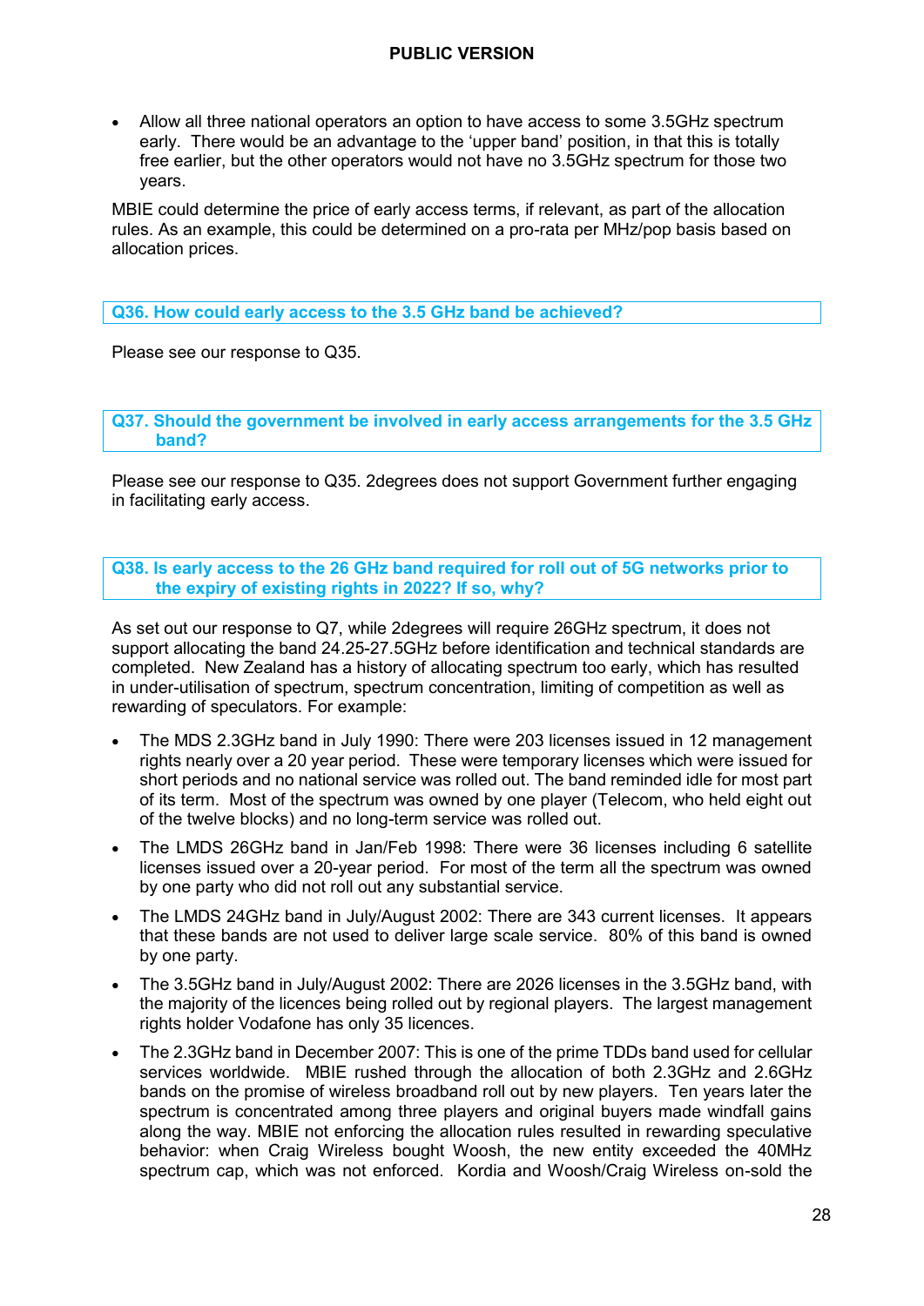- Allow all three national operators an option to have access to some 3.5GHz spectrum early. There would be an advantage to the 'upper band' position, in that this is totally free earlier, but the other operators would not have no 3.5GHz spectrum for those two years.

MBIE could determine the price of early access terms, if relevant, as part of the allocation rules. As an example, this could be determined on a pro-rata per MHz/pop basis based on allocation prices.

**Q36. How could early access to the 3.5 GHz band be achieved?**

Please see our response to Q35.

**Q37. Should the government be involved in early access arrangements for the 3.5 GHz band?**

Please see our response to Q35. 2degrees does not support Government further engaging in facilitating early access.

**Q38. Is early access to the 26 GHz band required for roll out of 5G networks prior to the expiry of existing rights in 2022? If so, why?**

As set out our response to Q7, while 2degrees will require 26GHz spectrum, it does not support allocating the band 24.25-27.5GHz before identification and technical standards are completed. New Zealand has a history of allocating spectrum too early, which has resulted in under-utilisation of spectrum, spectrum concentration, limiting of competition as well as rewarding of speculators. For example:

- The MDS 2.3GHz band in July 1990: There were 203 licenses issued in 12 management rights nearly over a 20 year period. These were temporary licenses which were issued for short periods and no national service was rolled out. The band reminded idle for most part of its term. Most of the spectrum was owned by one player (Telecom, who held eight out of the twelve blocks) and no long-term service was rolled out.
- The LMDS 26GHz band in Jan/Feb 1998: There were 36 licenses including 6 satellite licenses issued over a 20-year period. For most of the term all the spectrum was owned by one party who did not roll out any substantial service.
- The LMDS 24GHz band in July/August 2002: There are 343 current licenses. It appears that these bands are not used to deliver large scale service. 80% of this band is owned by one party.
- The 3.5GHz band in July/August 2002: There are 2026 licenses in the 3.5GHz band, with the majority of the licences being rolled out by regional players. The largest management rights holder Vodafone has only 35 licences.
- The 2.3GHz band in December 2007: This is one of the prime TDDs band used for cellular services worldwide. MBIE rushed through the allocation of both 2.3GHz and 2.6GHz bands on the promise of wireless broadband roll out by new players. Ten years later the spectrum is concentrated among three players and original buyers made windfall gains along the way. MBIE not enforcing the allocation rules resulted in rewarding speculative behavior: when Craig Wireless bought Woosh, the new entity exceeded the 40MHz spectrum cap, which was not enforced. Kordia and Woosh/Craig Wireless on-sold the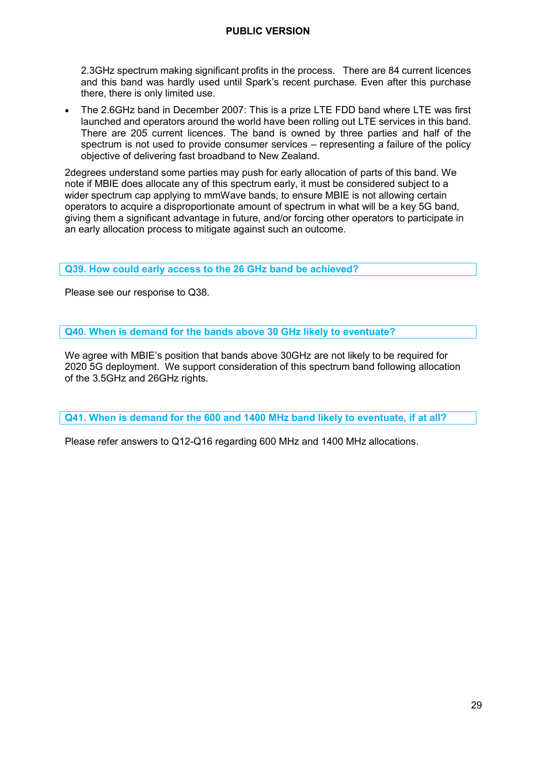2.3GHz spectrum making significant profits in the process. There are 84 current licences and this band was hardly used until Spark's recent purchase. Even after this purchase there, there is only limited use.

- The 2.6GHz band in December 2007: This is a prize LTE FDD band where LTE was first launched and operators around the world have been rolling out LTE services in this band. There are 205 current licences. The band is owned by three parties and half of the spectrum is not used to provide consumer services – representing a failure of the policy objective of delivering fast broadband to New Zealand.

2degrees understand some parties may push for early allocation of parts of this band. We note if MBIE does allocate any of this spectrum early, it must be considered subject to a wider spectrum cap applying to mmWave bands, to ensure MBIE is not allowing certain operators to acquire a disproportionate amount of spectrum in what will be a key 5G band, giving them a significant advantage in future, and/or forcing other operators to participate in an early allocation process to mitigate against such an outcome.

### Q39. How could early access to the 26 GHz band be achieved?

Please see our response to Q38.

### Q40. When is demand for the bands above 30 GHz likely to eventuate?

We agree with MBIE's position that bands above 30GHz are not likely to be required for 2020 5G deployment. We support consideration of this spectrum band following allocation of the 3.5GHz and 26GHz rights.

### Q41. When is demand for the 600 and 1400 MHz band likely to eventuate, if at all?

Please refer answers to Q12-Q16 regarding 600 MHz and 1400 MHz allocations.